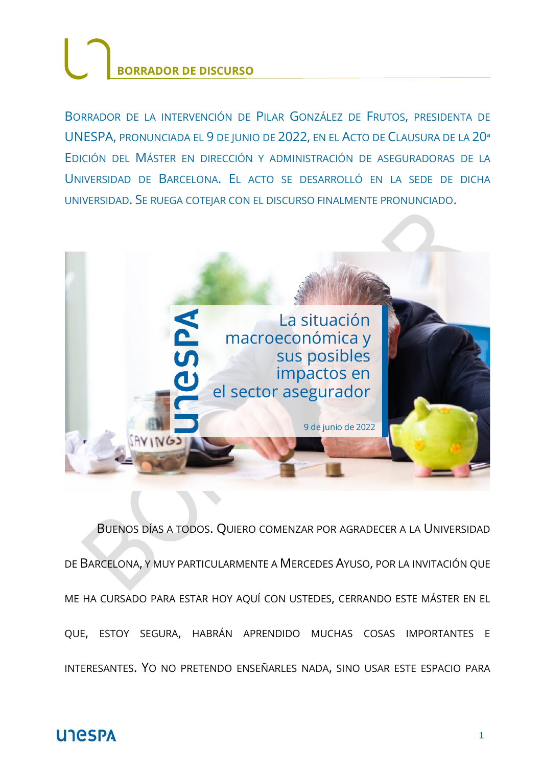# BORRADOR DE DISCURSO

BORRADOR DE LA INTERVENCIÓN DE PILAR GONZÁLEZ DE FRUTOS, PRESIDENTA DE UNESPA, PRONUNCIADA EL 9 DE JUNIO DE 2022, EN EL ACTO DE CLAUSURA DE LA 20ª EDICIÓN DEL MÁSTER EN DIRECCIÓN Y ADMINISTRACIÓN DE ASEGURADORAS DE LA UNIVERSIDAD DE BARCELONA. EL ACTO SE DESARROLLÓ EN LA SEDE DE DICHA UNIVERSIDAD. SE RUEGA COTEJAR CON EL DISCURSO FINALMENTE PRONUNCIADO.

## La situación macroeconómica y sus posibles impactos en el sector asegurador

9 de junio de 2022

BUENOS DÍAS A TODOS. QUIERO COMENZAR POR AGRADECER A LA UNIVERSIDAD DE BARCELONA, Y MUY PARTICULARMENTE A MERCEDES AYUSO, POR LA INVITACIÓN QUE ME HA CURSADO PARA ESTAR HOY AQUÍ CON USTEDES, CERRANDO ESTE MÁSTER EN EL QUE, ESTOY SEGURA, HABRÁN APRENDIDO MUCHAS COSAS IMPORTANTES E INTERESANTES. YO NO PRETENDO ENSEÑARLES NADA, SINO USAR ESTE ESPACIO PARA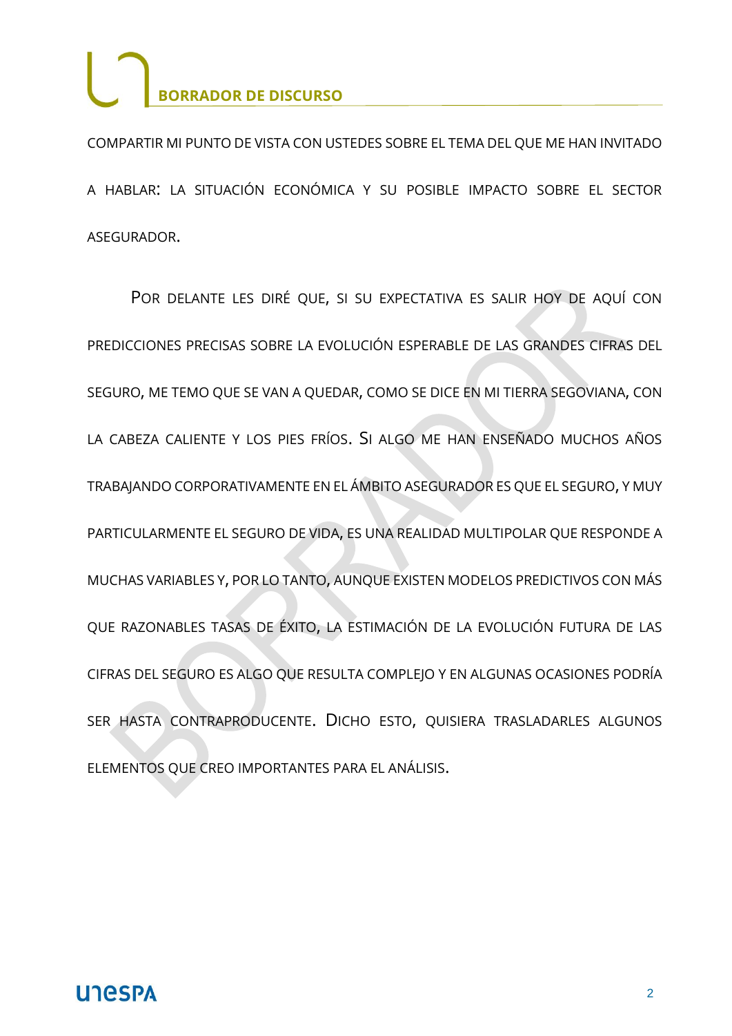COMPARTIR MI PUNTO DE VISTA CON USTEDES SOBRE EL TEMA DEL QUE ME HAN INVITADO A HABLAR: LA SITUACIÓN ECONÓMICA Y SU POSIBLE IMPACTO SOBRE EL SECTOR ASEGURADOR.

POR DELANTE LES DIRÉ QUE, SI SU EXPECTATIVA ES SALIR HOY DE AQUÍ CON PREDICCIONES PRECISAS SOBRE LA EVOLUCIÓN ESPERABLE DE LAS GRANDES CIFRAS DEL SEGURO, ME TEMO QUE SE VAN A QUEDAR, COMO SE DICE EN MI TIERRA SEGOVIANA, CON LA CABEZA CALIENTE Y LOS PIES FRÍOS. SI ALGO ME HAN ENSEÑADO MUCHOS AÑOS TRABAJANDO CORPORATIVAMENTE EN EL ÁMBITO ASEGURADOR ES QUE EL SEGURO, Y MUY PARTICULARMENTE EL SEGURO DE VIDA, ES UNA REALIDAD MULTIPOLAR QUE RESPONDE A MUCHAS VARIABLES Y, POR LO TANTO, AUNQUE EXISTEN MODELOS PREDICTIVOS CON MÁS QUE RAZONABLES TASAS DE ÉXITO, LA ESTIMACIÓN DE LA EVOLUCIÓN FUTURA DE LAS CIFRAS DEL SEGURO ES ALGO QUE RESULTA COMPLEJO Y EN ALGUNAS OCASIONES PODRÍA SER HASTA CONTRAPRODUCENTE. DICHO ESTO, QUISIERA TRASLADARLES ALGUNOS ELEMENTOS QUE CREO IMPORTANTES PARA EL ANÁLISIS.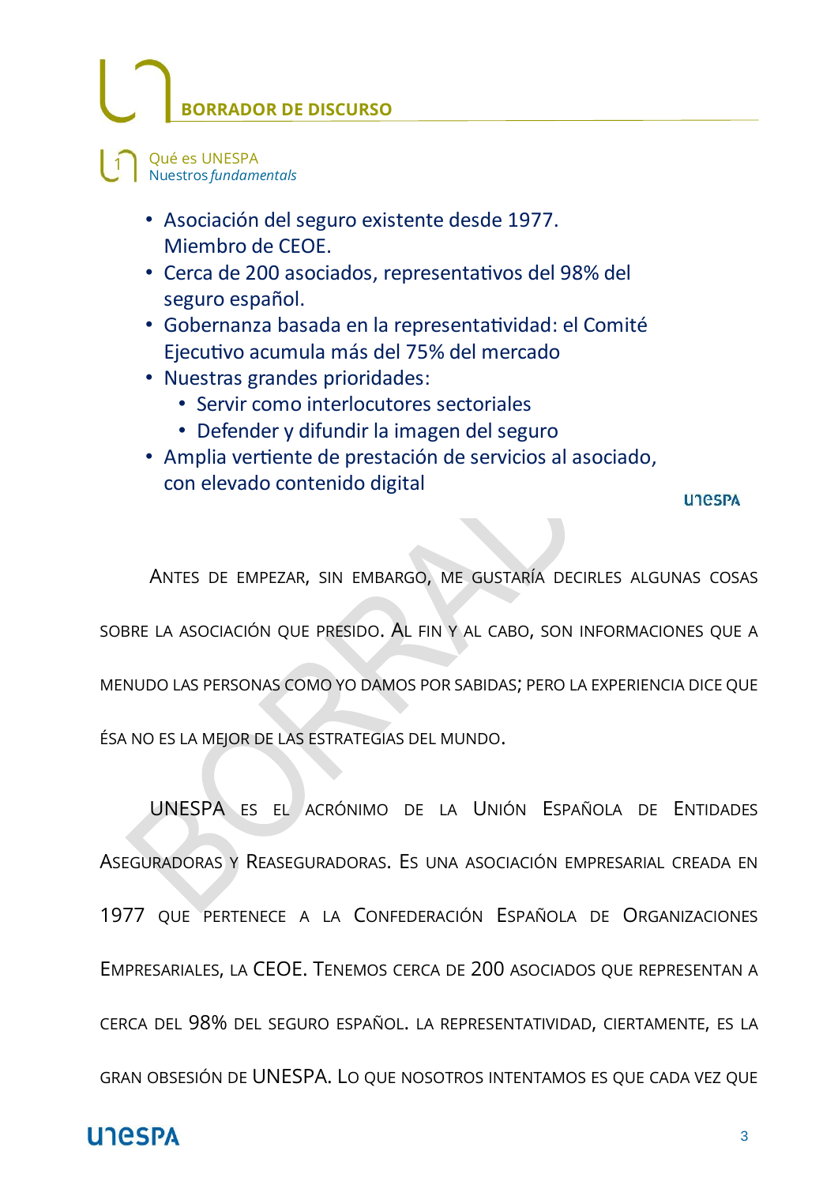## BORRADOR DE DISCURSO

Qué es UNESPA
Nuestros *fundamentals*

- Asociación del seguro existente desde 1977. Miembro de CEOE.
- Cerca de 200 asociados, representativos del 98% del seguro español.
- Gobernanza basada en la representatividad: el Comité Ejecutivo acumula más del 75% del mercado
- Nuestras grandes prioridades:
  - Servir como interlocutores sectoriales
  - Defender y difundir la imagen del seguro
- Amplia vertiente de prestación de servicios al asociado, con elevado contenido digital

Antes de empezar, sin embargo, me gustaría decirles algunas cosas sobre la asociación que presido. Al fin y al cabo, son informaciones que a menudo las personas como yo damos por sabidas; pero la experiencia dice que ésa no es la mejor de las estrategias del mundo.

UNESPA es el acrónimo de la Unión Española de Entidades Aseguradoras y Reaseguradoras. Es una asociación empresarial creada en 1977 que pertenece a la Confederación Española de Organizaciones Empresariales, la CEOE. Tenemos cerca de 200 asociados que representan a cerca del 98% del seguro español. La representatividad, ciertamente, es la gran obsesión de UNESPA. Lo que nosotros intentamos es que cada vez que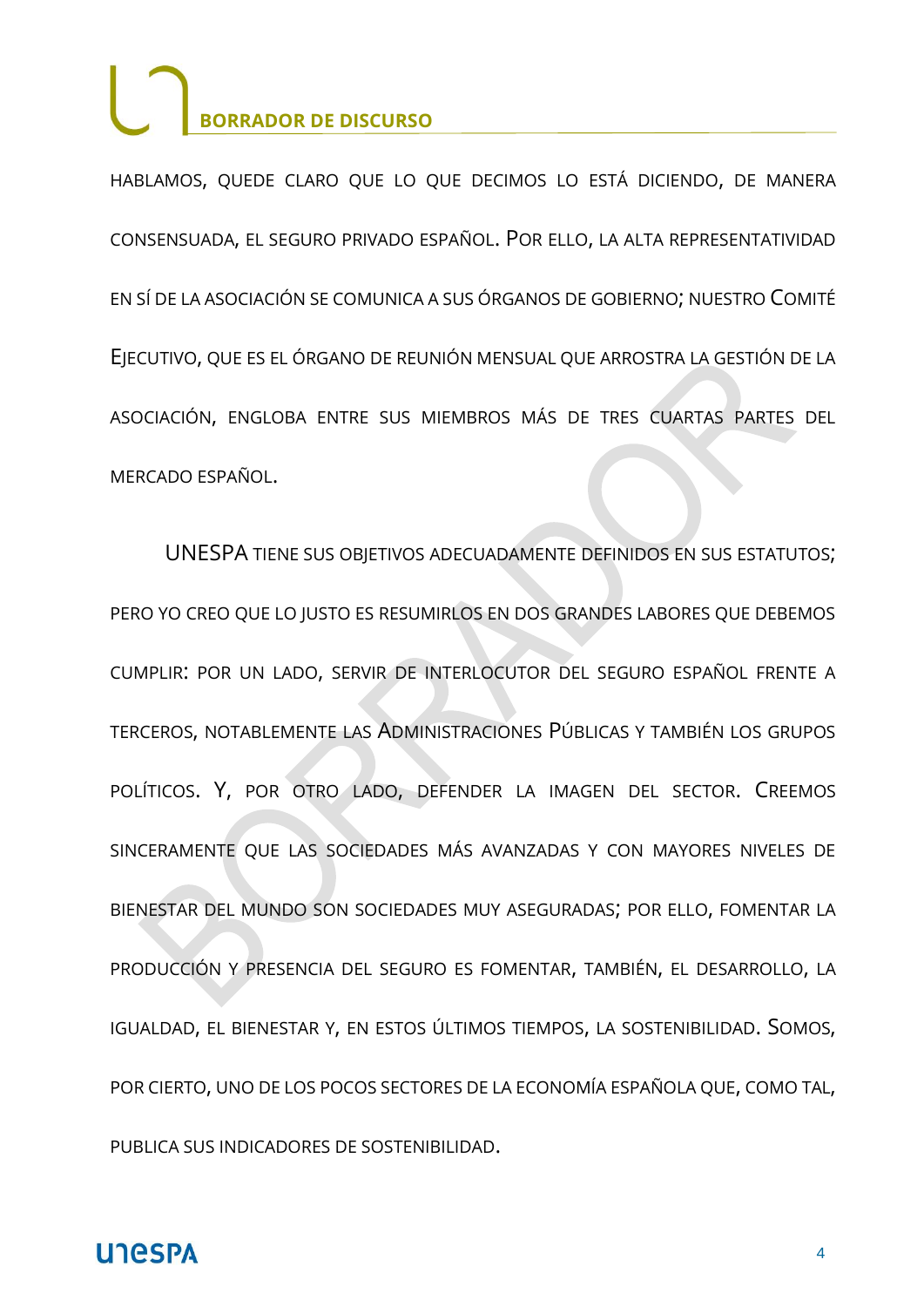HABLAMOS, QUEDE CLARO QUE LO QUE DECIMOS LO ESTÁ DICIENDO, DE MANERA CONSENSUADA, EL SEGURO PRIVADO ESPAÑOL. POR ELLO, LA ALTA REPRESENTATIVIDAD EN SÍ DE LA ASOCIACIÓN SE COMUNICA A SUS ÓRGANOS DE GOBIERNO; NUESTRO COMITÉ EJECUTIVO, QUE ES EL ÓRGANO DE REUNIÓN MENSUAL QUE ARROSTRA LA GESTIÓN DE LA ASOCIACIÓN, ENGLOBA ENTRE SUS MIEMBROS MÁS DE TRES CUARTAS PARTES DEL MERCADO ESPAÑOL.

UNESPA TIENE SUS OBJETIVOS ADECUADAMENTE DEFINIDOS EN SUS ESTATUTOS; PERO YO CREO QUE LO JUSTO ES RESUMIRLOS EN DOS GRANDES LABORES QUE DEBEMOS CUMPLIR: POR UN LADO, SERVIR DE INTERLOCUTOR DEL SEGURO ESPAÑOL FRENTE A TERCEROS, NOTABLEMENTE LAS ADMINISTRACIONES PÚBLICAS Y TAMBIÉN LOS GRUPOS POLÍTICOS. Y, POR OTRO LADO, DEFENDER LA IMAGEN DEL SECTOR. CREEMOS SINCERAMENTE QUE LAS SOCIEDADES MÁS AVANZADAS Y CON MAYORES NIVELES DE BIENESTAR DEL MUNDO SON SOCIEDADES MUY ASEGURADAS; POR ELLO, FOMENTAR LA PRODUCCIÓN Y PRESENCIA DEL SEGURO ES FOMENTAR, TAMBIÉN, EL DESARROLLO, LA IGUALDAD, EL BIENESTAR Y, EN ESTOS ÚLTIMOS TIEMPOS, LA SOSTENIBILIDAD. SOMOS, POR CIERTO, UNO DE LOS POCOS SECTORES DE LA ECONOMÍA ESPAÑOLA QUE, COMO TAL, PUBLICA SUS INDICADORES DE SOSTENIBILIDAD.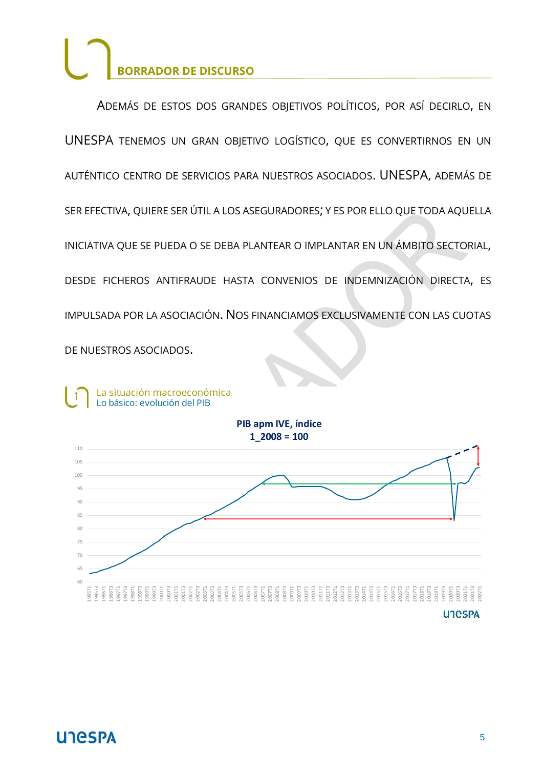## BORRADOR DE DISCURSO

ADEMÁS DE ESTOS DOS GRANDES OBJETIVOS POLÍTICOS, POR ASÍ DECIRLO, EN UNESPA TENEMOS UN GRAN OBJETIVO LOGÍSTICO, QUE ES CONVERTIRNOS EN UN AUTÉNTICO CENTRO DE SERVICIOS PARA NUESTROS ASOCIADOS. UNESPA, ADEMÁS DE SER EFECTIVA, QUIERE SER ÚTIL A LOS ASEGURADORES; Y ES POR ELLO QUE TODA AQUELLA INICIATIVA QUE SE PUEDA O SE DEBA PLANTEAR O IMPLANTAR EN UN ÁMBITO SECTORIAL, DESDE FICHEROS ANTIFRAUDE HASTA CONVENIOS DE INDEMNIZACIÓN DIRECTA, ES IMPULSADA POR LA ASOCIACIÓN. NOS FINANCIAMOS EXCLUSIVAMENTE CON LAS CUOTAS DE NUESTROS ASOCIADOS.

1 La situación macroeconómica
Lo básico: evolución del PIB

**PIB apm IVE, índice 1_2008 = 100**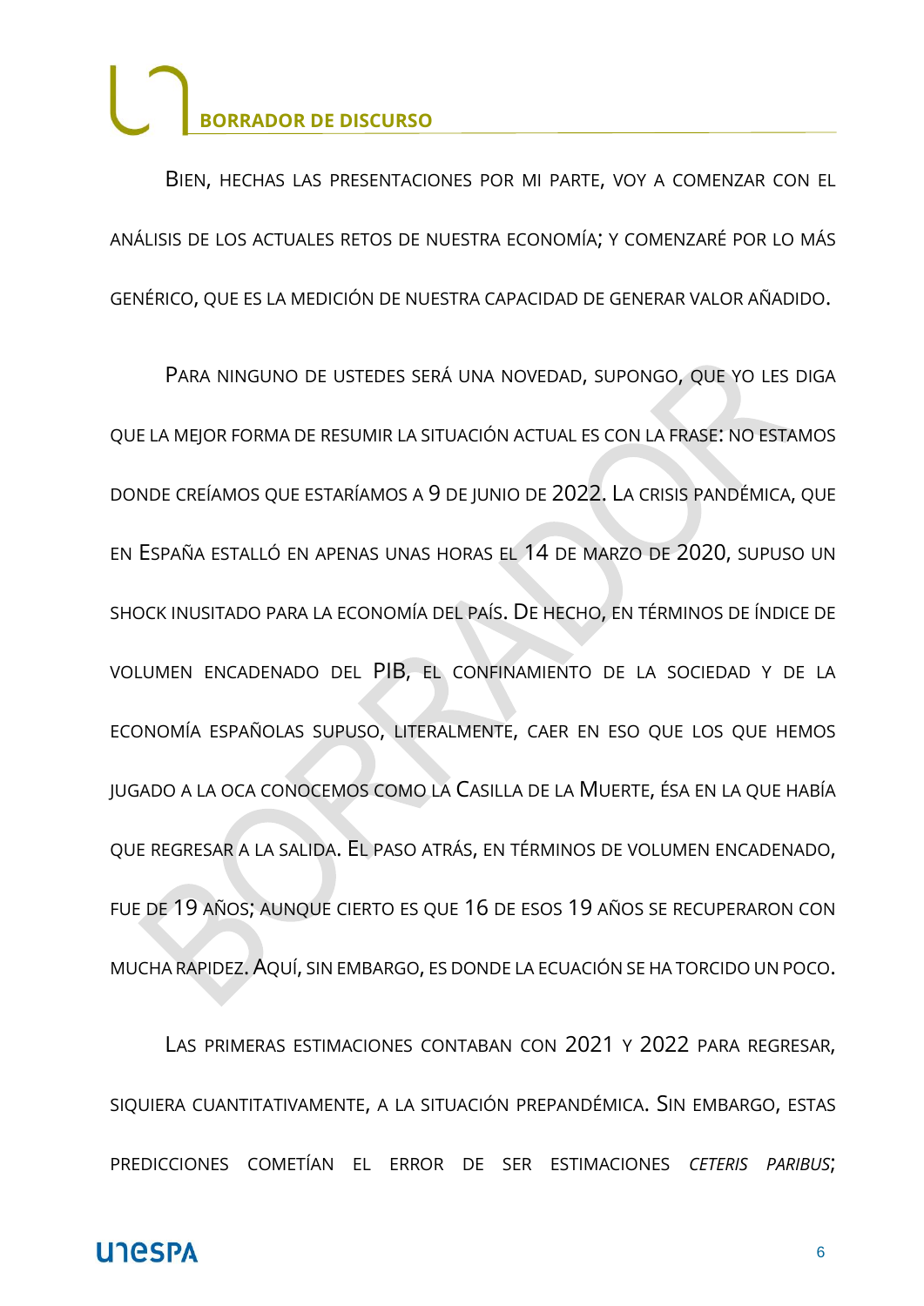Bien, hechas las presentaciones por mi parte, voy a comenzar con el análisis de los actuales retos de nuestra economía; y comenzaré por lo más genérico, que es la medición de nuestra capacidad de generar valor añadido.

Para ninguno de ustedes será una novedad, supongo, que yo les diga que la mejor forma de resumir la situación actual es con la frase: no estamos donde creíamos que estaríamos a 9 de junio de 2022. La crisis pandémica, que en España estalló en apenas unas horas el 14 de marzo de 2020, supuso un shock inusitado para la economía del país. De hecho, en términos de índice de volumen encadenado del PIB, el confinamiento de la sociedad y de la economía españolas supuso, literalmente, caer en eso que los que hemos jugado a la oca conocemos como la Casilla de la Muerte, ésa en la que había que regresar a la salida. El paso atrás, en términos de volumen encadenado, fue de 19 años; aunque cierto es que 16 de esos 19 años se recuperaron con mucha rapidez. Aquí, sin embargo, es donde la ecuación se ha torcido un poco.

Las primeras estimaciones contaban con 2021 y 2022 para regresar, siquiera cuantitativamente, a la situación prepandémica. Sin embargo, estas predicciones cometían el error de ser estimaciones *ceteris paribus*;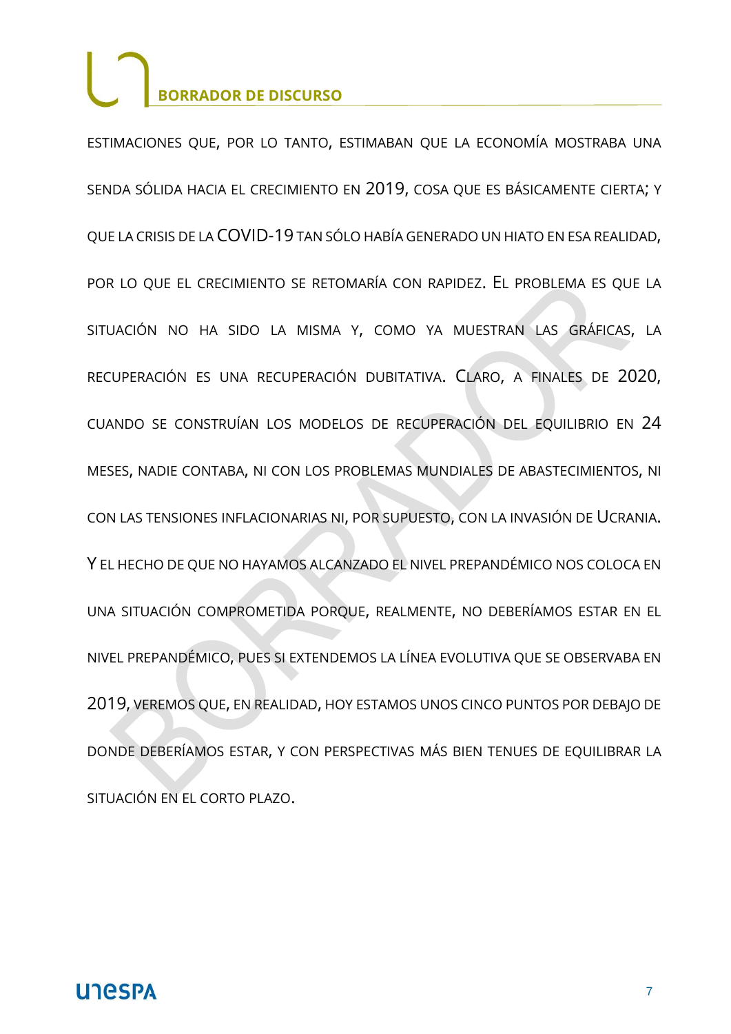ESTIMACIONES QUE, POR LO TANTO, ESTIMABAN QUE LA ECONOMÍA MOSTRABA UNA SENDA SÓLIDA HACIA EL CRECIMIENTO EN 2019, COSA QUE ES BÁSICAMENTE CIERTA; Y QUE LA CRISIS DE LA COVID-19 TAN SÓLO HABÍA GENERADO UN HIATO EN ESA REALIDAD, POR LO QUE EL CRECIMIENTO SE RETOMARÍA CON RAPIDEZ. EL PROBLEMA ES QUE LA SITUACIÓN NO HA SIDO LA MISMA Y, COMO YA MUESTRAN LAS GRÁFICAS, LA RECUPERACIÓN ES UNA RECUPERACIÓN DUBITATIVA. CLARO, A FINALES DE 2020, CUANDO SE CONSTRUÍAN LOS MODELOS DE RECUPERACIÓN DEL EQUILIBRIO EN 24 MESES, NADIE CONTABA, NI CON LOS PROBLEMAS MUNDIALES DE ABASTECIMIENTOS, NI CON LAS TENSIONES INFLACIONARIAS NI, POR SUPUESTO, CON LA INVASIÓN DE UCRANIA. Y EL HECHO DE QUE NO HAYAMOS ALCANZADO EL NIVEL PREPANDÉMICO NOS COLOCA EN UNA SITUACIÓN COMPROMETIDA PORQUE, REALMENTE, NO DEBERÍAMOS ESTAR EN EL NIVEL PREPANDÉMICO, PUES SI EXTENDEMOS LA LÍNEA EVOLUTIVA QUE SE OBSERVABA EN 2019, VEREMOS QUE, EN REALIDAD, HOY ESTAMOS UNOS CINCO PUNTOS POR DEBAJO DE DONDE DEBERÍAMOS ESTAR, Y CON PERSPECTIVAS MÁS BIEN TENUES DE EQUILIBRAR LA SITUACIÓN EN EL CORTO PLAZO.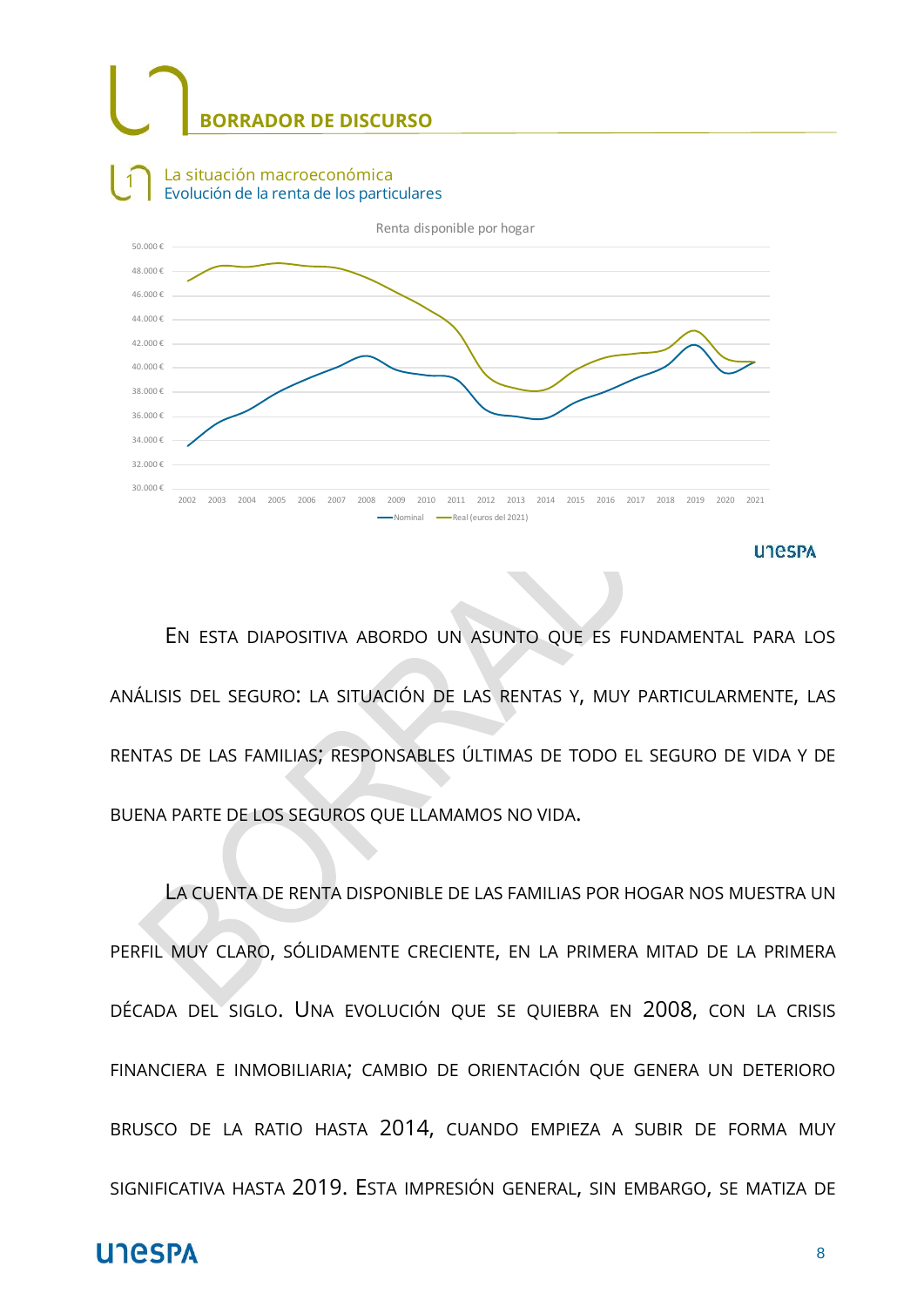# BORRADOR DE DISCURSO

La situación macroeconómica
Evolución de la renta de los particulares

Renta disponible por hogar

En esta diapositiva abordo un asunto que es fundamental para los análisis del seguro: la situación de las rentas y, muy particularmente, las rentas de las familias; responsables últimas de todo el seguro de vida y de buena parte de los seguros que llamamos no vida.

La cuenta de renta disponible de las familias por hogar nos muestra un perfil muy claro, sólidamente creciente, en la primera mitad de la primera década del siglo. Una evolución que se quiebra en 2008, con la crisis financiera e inmobiliaria; cambio de orientación que genera un deterioro brusco de la ratio hasta 2014, cuando empieza a subir de forma muy significativa hasta 2019. Esta impresión general, sin embargo, se matiza de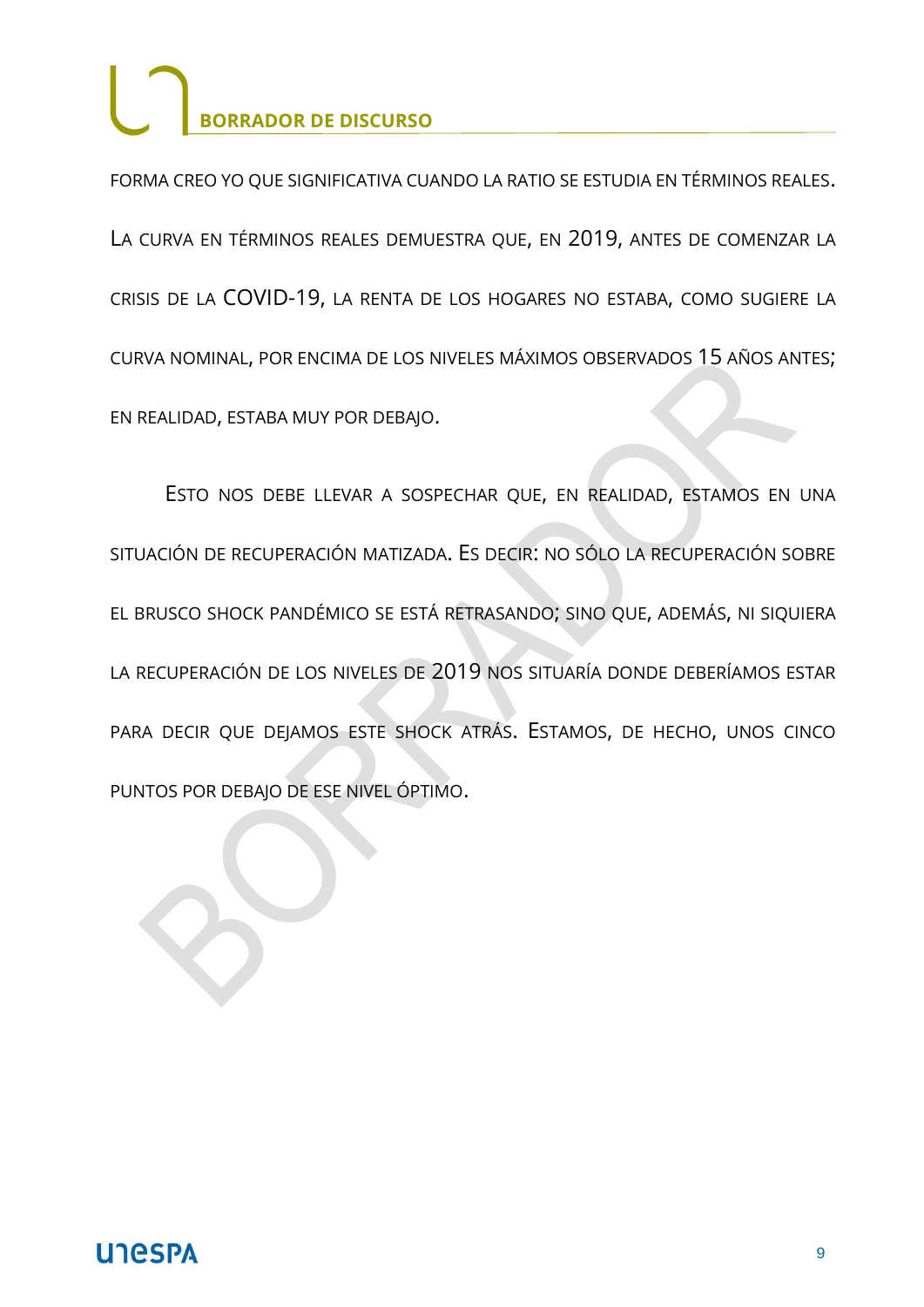FORMA CREO YO QUE SIGNIFICATIVA CUANDO LA RATIO SE ESTUDIA EN TÉRMINOS REALES. LA CURVA EN TÉRMINOS REALES DEMUESTRA QUE, EN 2019, ANTES DE COMENZAR LA CRISIS DE LA COVID-19, LA RENTA DE LOS HOGARES NO ESTABA, COMO SUGIERE LA CURVA NOMINAL, POR ENCIMA DE LOS NIVELES MÁXIMOS OBSERVADOS 15 AÑOS ANTES; EN REALIDAD, ESTABA MUY POR DEBAJO.

ESTO NOS DEBE LLEVAR A SOSPECHAR QUE, EN REALIDAD, ESTAMOS EN UNA SITUACIÓN DE RECUPERACIÓN MATIZADA. ES DECIR: NO SÓLO LA RECUPERACIÓN SOBRE EL BRUSCO SHOCK PANDÉMICO SE ESTÁ RETRASANDO; SINO QUE, ADEMÁS, NI SIQUIERA LA RECUPERACIÓN DE LOS NIVELES DE 2019 NOS SITUARÍA DONDE DEBERÍAMOS ESTAR PARA DECIR QUE DEJAMOS ESTE SHOCK ATRÁS. ESTAMOS, DE HECHO, UNOS CINCO PUNTOS POR DEBAJO DE ESE NIVEL ÓPTIMO.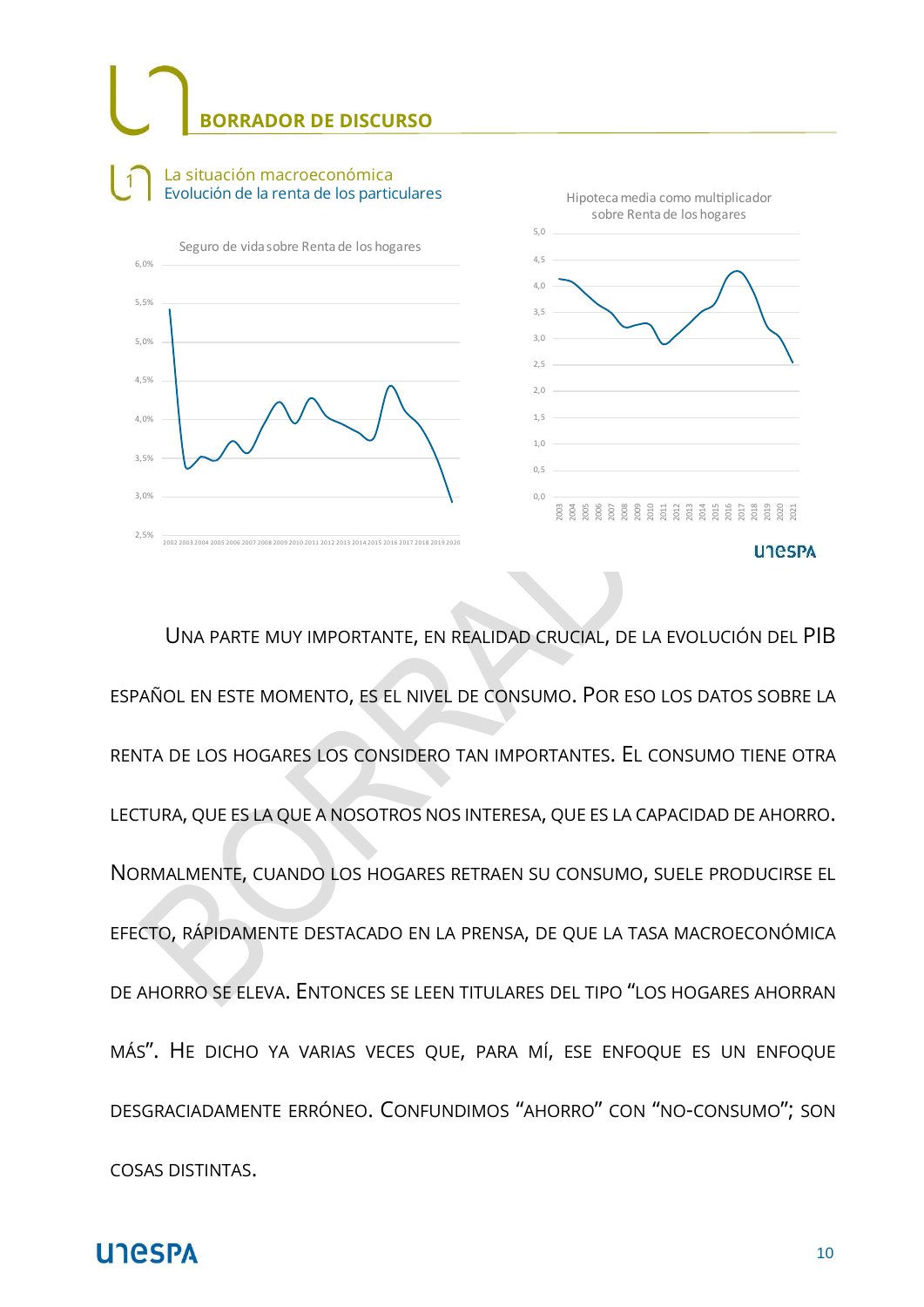## BORRADOR DE DISCURSO

### La situación macroeconómica
Evolución de la renta de los particulares

Seguro de vida sobre Renta de los hogares

Hipoteca media como multiplicador sobre Renta de los hogares

UNA PARTE MUY IMPORTANTE, EN REALIDAD CRUCIAL, DE LA EVOLUCIÓN DEL PIB ESPAÑOL EN ESTE MOMENTO, ES EL NIVEL DE CONSUMO. POR ESO LOS DATOS SOBRE LA RENTA DE LOS HOGARES LOS CONSIDERO TAN IMPORTANTES. EL CONSUMO TIENE OTRA LECTURA, QUE ES LA QUE A NOSOTROS NOS INTERESA, QUE ES LA CAPACIDAD DE AHORRO. NORMALMENTE, CUANDO LOS HOGARES RETRAEN SU CONSUMO, SUELE PRODUCIRSE EL EFECTO, RÁPIDAMENTE DESTACADO EN LA PRENSA, DE QUE LA TASA MACROECONÓMICA DE AHORRO SE ELEVA. ENTONCES SE LEEN TITULARES DEL TIPO "LOS HOGARES AHORRAN MÁS". HE DICHO YA VARIAS VECES QUE, PARA MÍ, ESE ENFOQUE ES UN ENFOQUE DESGRACIADAMENTE ERRÓNEO. CONFUNDIMOS "AHORRO" CON "NO-CONSUMO"; SON COSAS DISTINTAS.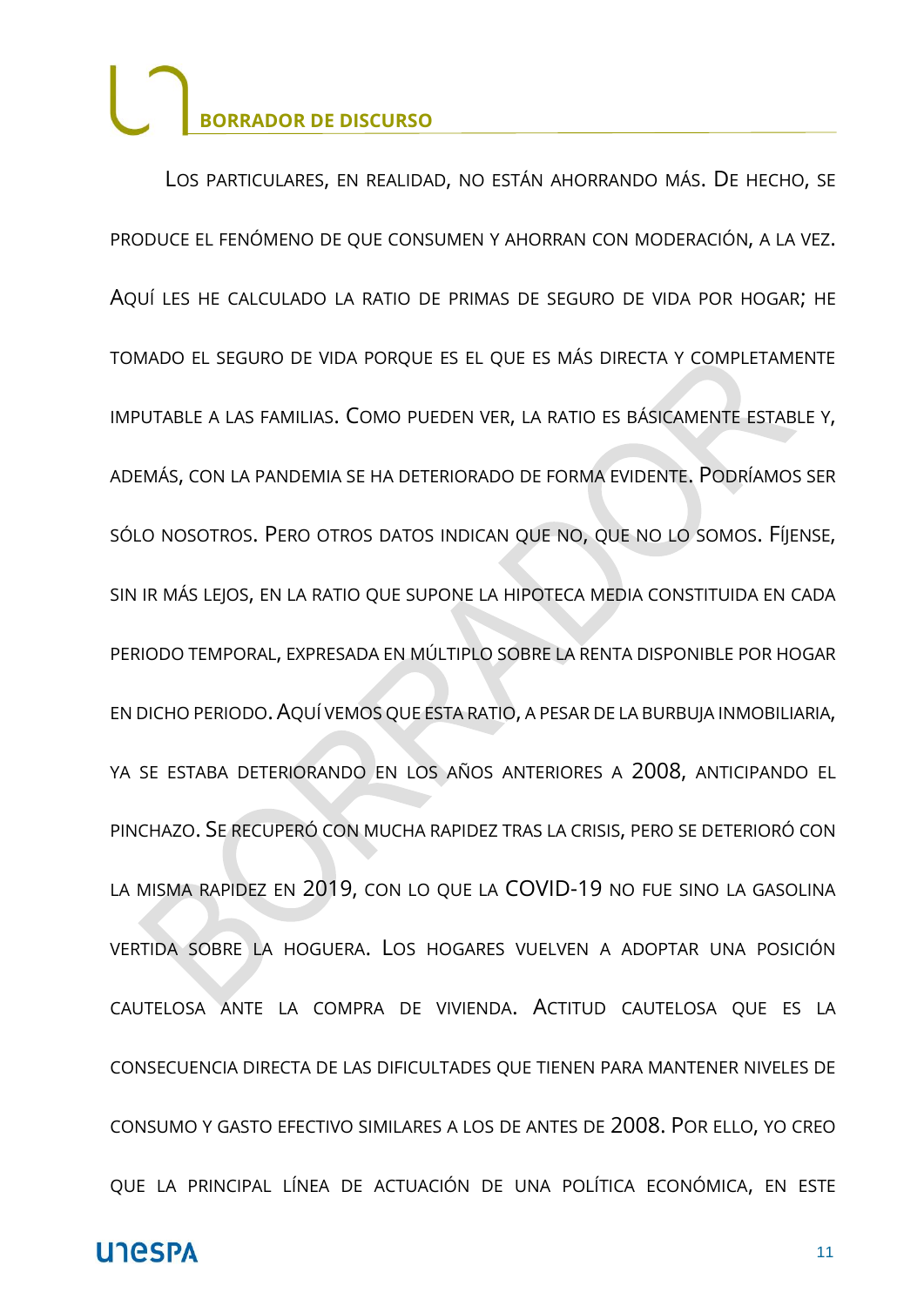Los particulares, en realidad, no están ahorrando más. De hecho, se produce el fenómeno de que consumen y ahorran con moderación, a la vez. Aquí les he calculado la ratio de primas de seguro de vida por hogar; he tomado el seguro de vida porque es el que es más directa y completamente imputable a las familias. Como pueden ver, la ratio es básicamente estable y, además, con la pandemia se ha deteriorado de forma evidente. Podríamos ser sólo nosotros. Pero otros datos indican que no, que no lo somos. Fíjense, sin ir más lejos, en la ratio que supone la hipoteca media constituida en cada periodo temporal, expresada en múltiplo sobre la renta disponible por hogar en dicho periodo. Aquí vemos que esta ratio, a pesar de la burbuja inmobiliaria, ya se estaba deteriorando en los años anteriores a 2008, anticipando el pinchazo. Se recuperó con mucha rapidez tras la crisis, pero se deterioró con la misma rapidez en 2019, con lo que la COVID-19 no fue sino la gasolina vertida sobre la hoguera. Los hogares vuelven a adoptar una posición cautelosa ante la compra de vivienda. Actitud cautelosa que es la consecuencia directa de las dificultades que tienen para mantener niveles de consumo y gasto efectivo similares a los de antes de 2008. Por ello, yo creo que la principal línea de actuación de una política económica, en este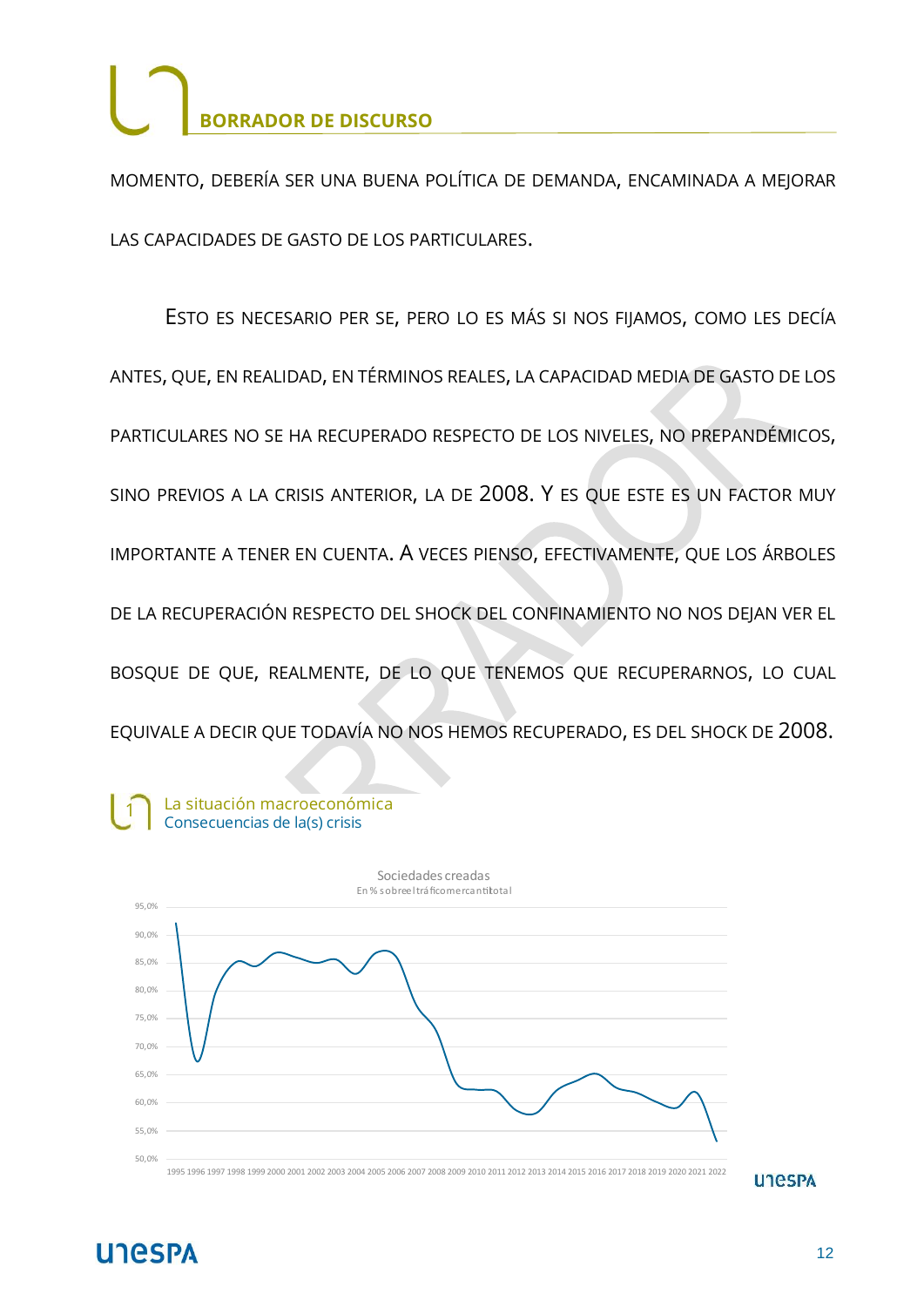MOMENTO, DEBERÍA SER UNA BUENA POLÍTICA DE DEMANDA, ENCAMINADA A MEJORAR LAS CAPACIDADES DE GASTO DE LOS PARTICULARES.

ESTO ES NECESARIO PER SE, PERO LO ES MÁS SI NOS FIJAMOS, COMO LES DECÍA ANTES, QUE, EN REALIDAD, EN TÉRMINOS REALES, LA CAPACIDAD MEDIA DE GASTO DE LOS PARTICULARES NO SE HA RECUPERADO RESPECTO DE LOS NIVELES, NO PREPANDÉMICOS, SINO PREVIOS A LA CRISIS ANTERIOR, LA DE 2008. Y ES QUE ESTE ES UN FACTOR MUY IMPORTANTE A TENER EN CUENTA. A VECES PIENSO, EFECTIVAMENTE, QUE LOS ÁRBOLES DE LA RECUPERACIÓN RESPECTO DEL SHOCK DEL CONFINAMIENTO NO NOS DEJAN VER EL BOSQUE DE QUE, REALMENTE, DE LO QUE TENEMOS QUE RECUPERARNOS, LO CUAL EQUIVALE A DECIR QUE TODAVÍA NO NOS HEMOS RECUPERADO, ES DEL SHOCK DE 2008.

1 La situación macroeconómica
Consecuencias de la(s) crisis

Sociedades creadas
En % sobre el tráfico mercantil total

95,0%
90,0%
85,0%
80,0%
75,0%
70,0%
65,0%
60,0%
55,0%
50,0%

1995 1996 1997 1998 1999 2000 2001 2002 2003 2004 2005 2006 2007 2008 2009 2010 2011 2012 2013 2014 2015 2016 2017 2018 2019 2020 2021 2022

UNESPA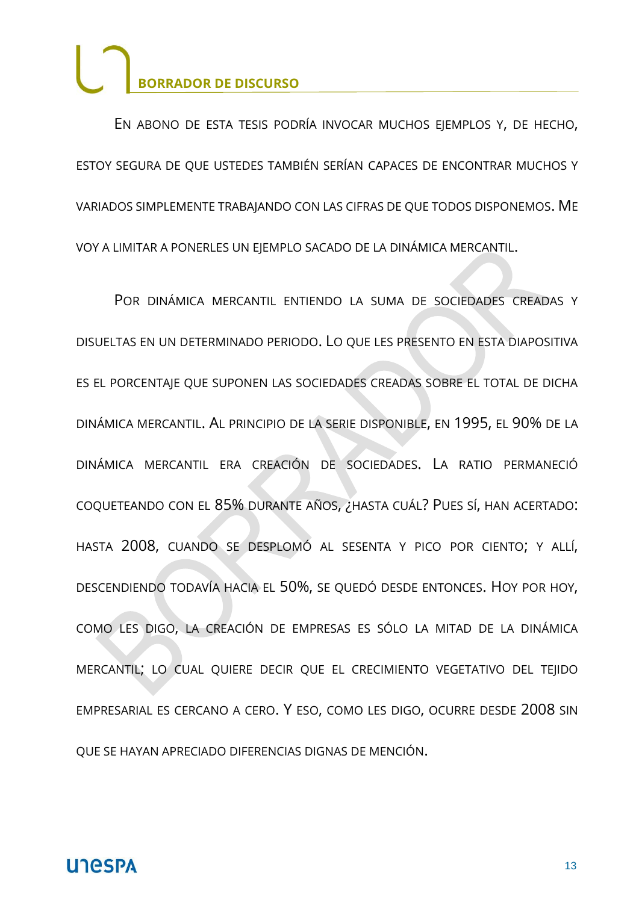En abono de esta tesis podría invocar muchos ejemplos y, de hecho, estoy segura de que ustedes también serían capaces de encontrar muchos y variados simplemente trabajando con las cifras de que todos disponemos. Me voy a limitar a ponerles un ejemplo sacado de la dinámica mercantil.

Por dinámica mercantil entiendo la suma de sociedades creadas y disueltas en un determinado periodo. Lo que les presento en esta diapositiva es el porcentaje que suponen las sociedades creadas sobre el total de dicha dinámica mercantil. Al principio de la serie disponible, en 1995, el 90% de la dinámica mercantil era creación de sociedades. La ratio permaneció coqueteando con el 85% durante años, ¿hasta cuál? Pues sí, han acertado: hasta 2008, cuando se desplomó al sesenta y pico por ciento; y allí, descendiendo todavía hacia el 50%, se quedó desde entonces. Hoy por hoy, como les digo, la creación de empresas es sólo la mitad de la dinámica mercantil; lo cual quiere decir que el crecimiento vegetativo del tejido empresarial es cercano a cero. Y eso, como les digo, ocurre desde 2008 sin que se hayan apreciado diferencias dignas de mención.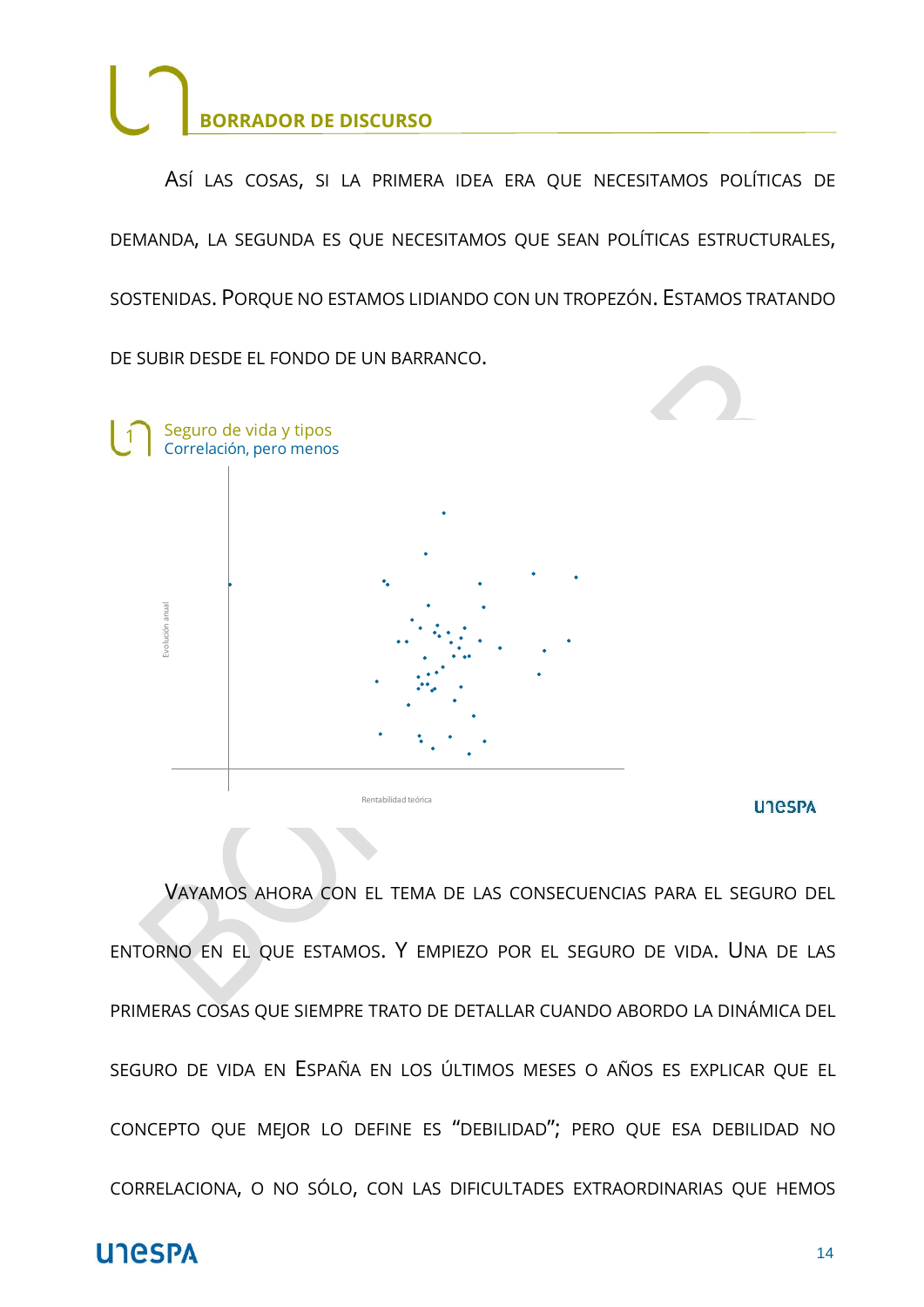## BORRADOR DE DISCURSO

Así las cosas, si la primera idea era que necesitamos políticas de demanda, la segunda es que necesitamos que sean políticas estructurales, sostenidas. Porque no estamos lidiando con un tropezón. Estamos tratando de subir desde el fondo de un barranco.

1 Seguro de vida y tipos
Correlación, pero menos

Evolución anual

Rentabilidad teórica

unespa

Vayamos ahora con el tema de las consecuencias para el seguro del entorno en el que estamos. Y empiezo por el seguro de vida. Una de las primeras cosas que siempre trato de detallar cuando abordo la dinámica del seguro de vida en España en los últimos meses o años es explicar que el concepto que mejor lo define es "debilidad"; pero que esa debilidad no correlaciona, o no sólo, con las dificultades extraordinarias que hemos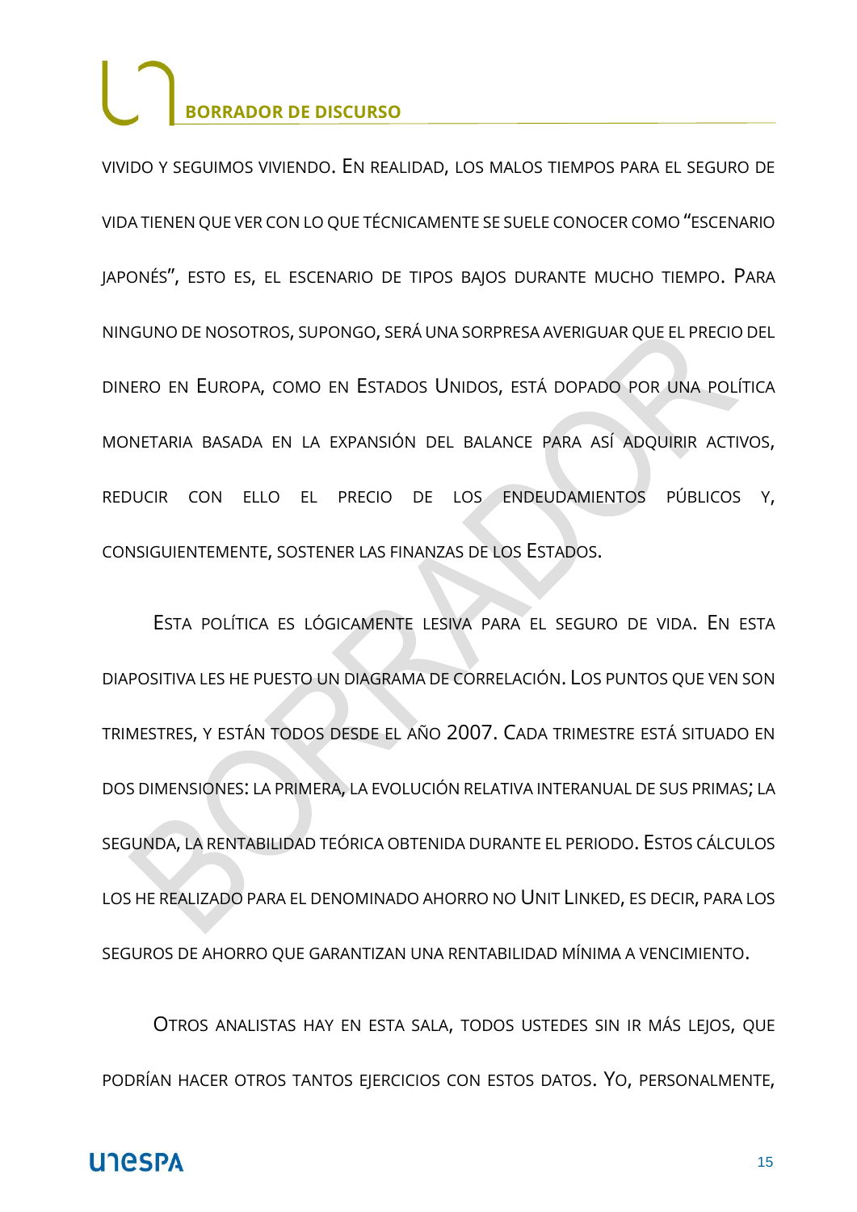vivido y seguimos viviendo. En realidad, los malos tiempos para el seguro de vida tienen que ver con lo que técnicamente se suele conocer como "escenario japonés", esto es, el escenario de tipos bajos durante mucho tiempo. Para ninguno de nosotros, supongo, será una sorpresa averiguar que el precio del dinero en Europa, como en Estados Unidos, está dopado por una política monetaria basada en la expansión del balance para así adquirir activos, reducir con ello el precio de los endeudamientos públicos y, consiguientemente, sostener las finanzas de los Estados.

Esta política es lógicamente lesiva para el seguro de vida. En esta diapositiva les he puesto un diagrama de correlación. Los puntos que ven son trimestres, y están todos desde el año 2007. Cada trimestre está situado en dos dimensiones: la primera, la evolución relativa interanual de sus primas; la segunda, la rentabilidad teórica obtenida durante el periodo. Estos cálculos los he realizado para el denominado ahorro no Unit Linked, es decir, para los seguros de ahorro que garantizan una rentabilidad mínima a vencimiento.

Otros analistas hay en esta sala, todos ustedes sin ir más lejos, que podrían hacer otros tantos ejercicios con estos datos. Yo, personalmente,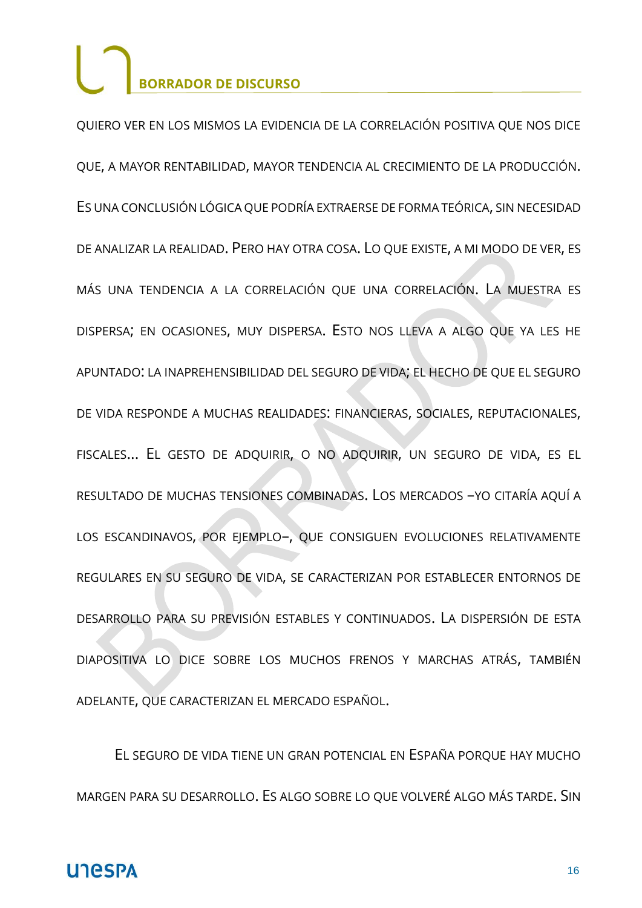QUIERO VER EN LOS MISMOS LA EVIDENCIA DE LA CORRELACIÓN POSITIVA QUE NOS DICE QUE, A MAYOR RENTABILIDAD, MAYOR TENDENCIA AL CRECIMIENTO DE LA PRODUCCIÓN. ES UNA CONCLUSIÓN LÓGICA QUE PODRÍA EXTRAERSE DE FORMA TEÓRICA, SIN NECESIDAD DE ANALIZAR LA REALIDAD. PERO HAY OTRA COSA. LO QUE EXISTE, A MI MODO DE VER, ES MÁS UNA TENDENCIA A LA CORRELACIÓN QUE UNA CORRELACIÓN. LA MUESTRA ES DISPERSA; EN OCASIONES, MUY DISPERSA. ESTO NOS LLEVA A ALGO QUE YA LES HE APUNTADO: LA INAPREHENSIBILIDAD DEL SEGURO DE VIDA; EL HECHO DE QUE EL SEGURO DE VIDA RESPONDE A MUCHAS REALIDADES: FINANCIERAS, SOCIALES, REPUTACIONALES, FISCALES... EL GESTO DE ADQUIRIR, O NO ADQUIRIR, UN SEGURO DE VIDA, ES EL RESULTADO DE MUCHAS TENSIONES COMBINADAS. LOS MERCADOS –YO CITARÍA AQUÍ A LOS ESCANDINAVOS, POR EJEMPLO–, QUE CONSIGUEN EVOLUCIONES RELATIVAMENTE REGULARES EN SU SEGURO DE VIDA, SE CARACTERIZAN POR ESTABLECER ENTORNOS DE DESARROLLO PARA SU PREVISIÓN ESTABLES Y CONTINUADOS. LA DISPERSIÓN DE ESTA DIAPOSITIVA LO DICE SOBRE LOS MUCHOS FRENOS Y MARCHAS ATRÁS, TAMBIÉN ADELANTE, QUE CARACTERIZAN EL MERCADO ESPAÑOL.

EL SEGURO DE VIDA TIENE UN GRAN POTENCIAL EN ESPAÑA PORQUE HAY MUCHO MARGEN PARA SU DESARROLLO. ES ALGO SOBRE LO QUE VOLVERÉ ALGO MÁS TARDE. SIN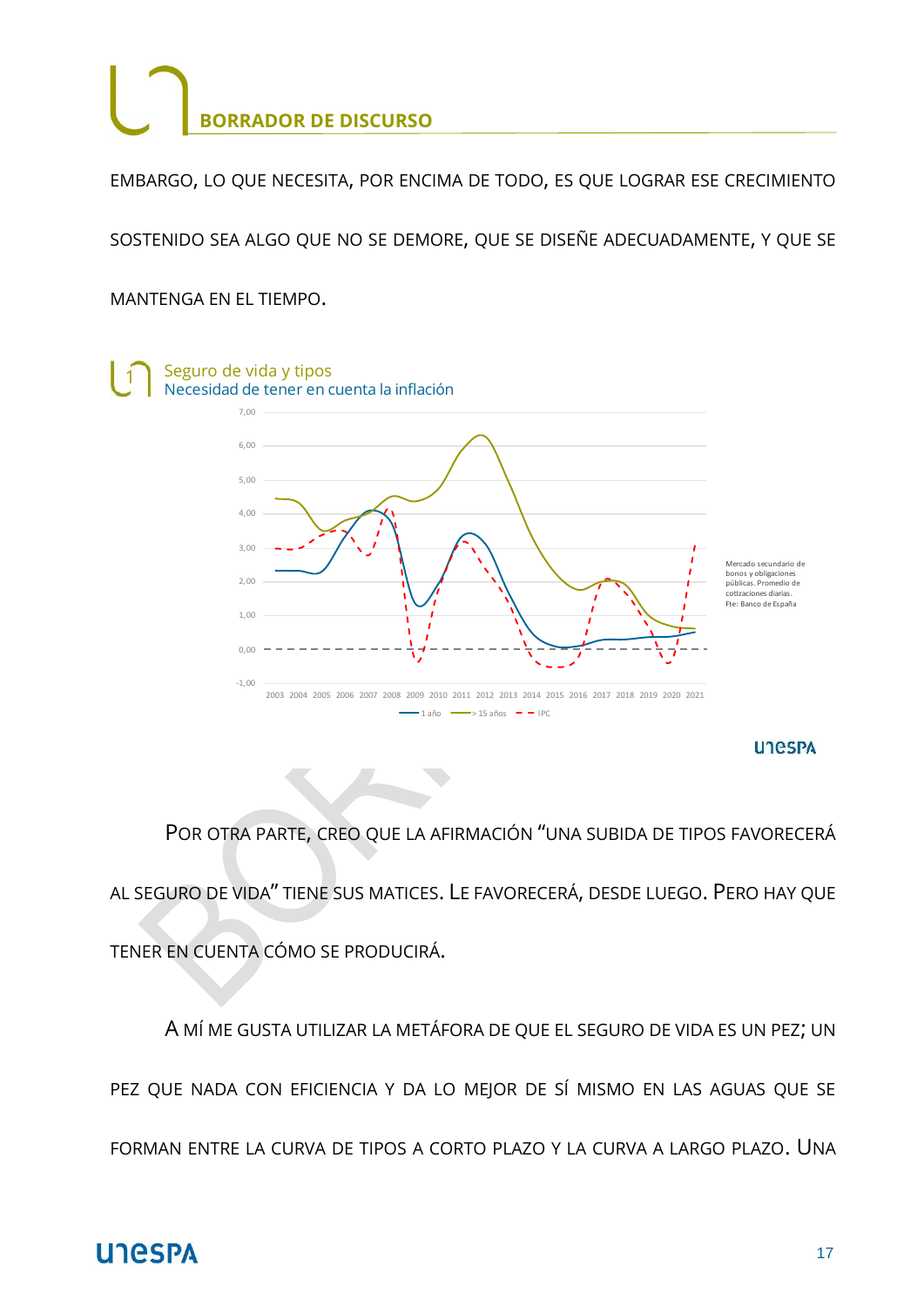EMBARGO, LO QUE NECESITA, POR ENCIMA DE TODO, ES QUE LOGRAR ESE CRECIMIENTO SOSTENIDO SEA ALGO QUE NO SE DEMORE, QUE SE DISEÑE ADECUADAMENTE, Y QUE SE MANTENGA EN EL TIEMPO.

Seguro de vida y tipos
Necesidad de tener en cuenta la inflación

Mercado secundario de bonos y obligaciones públicas. Promedio de cotizaciones diarias. Fte: Banco de España

POR OTRA PARTE, CREO QUE LA AFIRMACIÓN "UNA SUBIDA DE TIPOS FAVORECERÁ AL SEGURO DE VIDA" TIENE SUS MATICES. LE FAVORECERÁ, DESDE LUEGO. PERO HAY QUE TENER EN CUENTA CÓMO SE PRODUCIRÁ.

A MÍ ME GUSTA UTILIZAR LA METÁFORA DE QUE EL SEGURO DE VIDA ES UN PEZ; UN PEZ QUE NADA CON EFICIENCIA Y DA LO MEJOR DE SÍ MISMO EN LAS AGUAS QUE SE FORMAN ENTRE LA CURVA DE TIPOS A CORTO PLAZO Y LA CURVA A LARGO PLAZO. UNA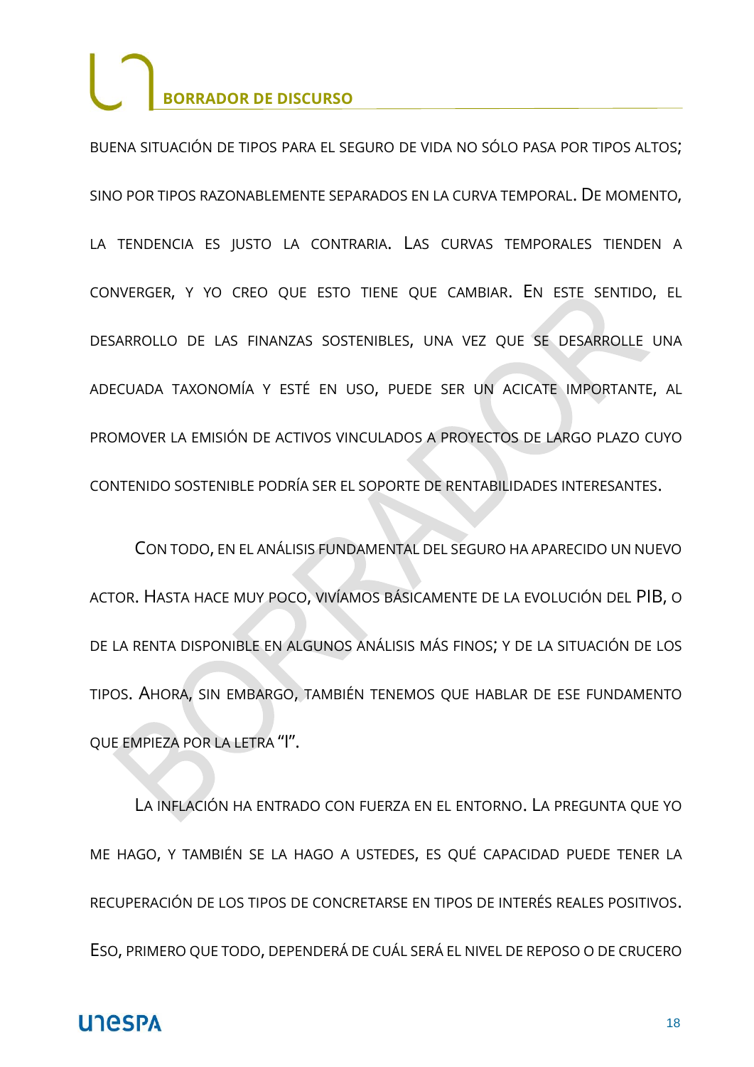BUENA SITUACIÓN DE TIPOS PARA EL SEGURO DE VIDA NO SÓLO PASA POR TIPOS ALTOS; SINO POR TIPOS RAZONABLEMENTE SEPARADOS EN LA CURVA TEMPORAL. DE MOMENTO, LA TENDENCIA ES JUSTO LA CONTRARIA. LAS CURVAS TEMPORALES TIENDEN A CONVERGER, Y YO CREO QUE ESTO TIENE QUE CAMBIAR. EN ESTE SENTIDO, EL DESARROLLO DE LAS FINANZAS SOSTENIBLES, UNA VEZ QUE SE DESARROLLE UNA ADECUADA TAXONOMÍA Y ESTÉ EN USO, PUEDE SER UN ACICATE IMPORTANTE, AL PROMOVER LA EMISIÓN DE ACTIVOS VINCULADOS A PROYECTOS DE LARGO PLAZO CUYO CONTENIDO SOSTENIBLE PODRÍA SER EL SOPORTE DE RENTABILIDADES INTERESANTES.

CON TODO, EN EL ANÁLISIS FUNDAMENTAL DEL SEGURO HA APARECIDO UN NUEVO ACTOR. HASTA HACE MUY POCO, VIVÍAMOS BÁSICAMENTE DE LA EVOLUCIÓN DEL PIB, O DE LA RENTA DISPONIBLE EN ALGUNOS ANÁLISIS MÁS FINOS; Y DE LA SITUACIÓN DE LOS TIPOS. AHORA, SIN EMBARGO, TAMBIÉN TENEMOS QUE HABLAR DE ESE FUNDAMENTO QUE EMPIEZA POR LA LETRA "I".

LA INFLACIÓN HA ENTRADO CON FUERZA EN EL ENTORNO. LA PREGUNTA QUE YO ME HAGO, Y TAMBIÉN SE LA HAGO A USTEDES, ES QUÉ CAPACIDAD PUEDE TENER LA RECUPERACIÓN DE LOS TIPOS DE CONCRETARSE EN TIPOS DE INTERÉS REALES POSITIVOS. ESO, PRIMERO QUE TODO, DEPENDERÁ DE CUÁL SERÁ EL NIVEL DE REPOSO O DE CRUCERO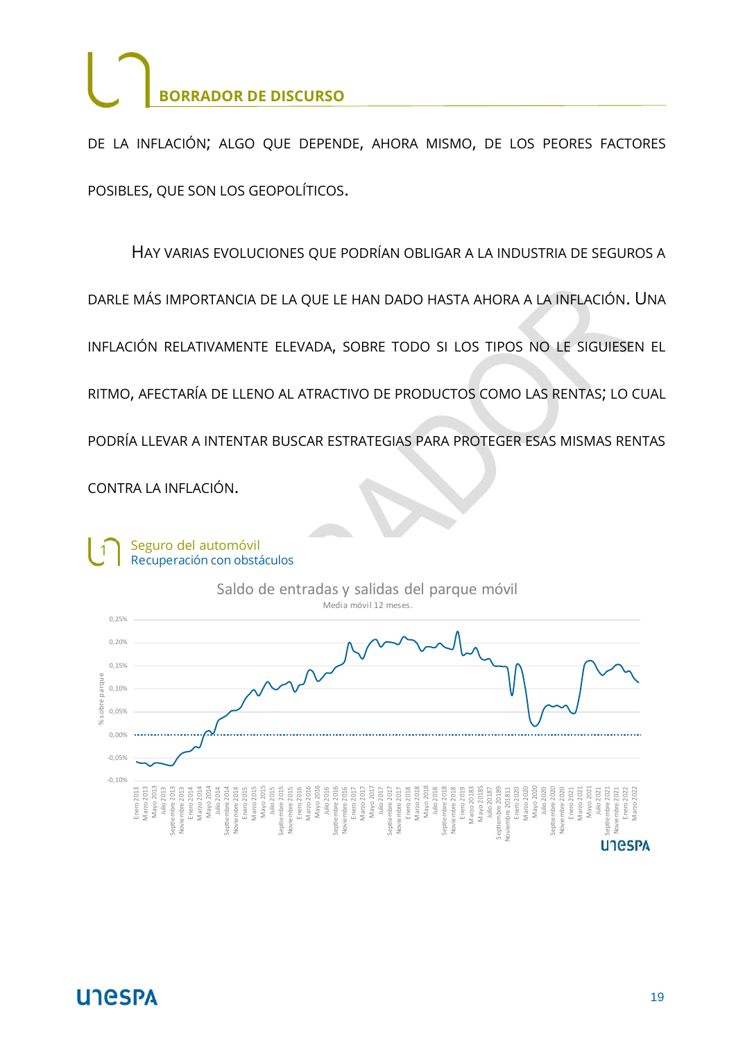DE LA INFLACIÓN; ALGO QUE DEPENDE, AHORA MISMO, DE LOS PEORES FACTORES POSIBLES, QUE SON LOS GEOPOLÍTICOS.

HAY VARIAS EVOLUCIONES QUE PODRÍAN OBLIGAR A LA INDUSTRIA DE SEGUROS A DARLE MÁS IMPORTANCIA DE LA QUE LE HAN DADO HASTA AHORA A LA INFLACIÓN. UNA INFLACIÓN RELATIVAMENTE ELEVADA, SOBRE TODO SI LOS TIPOS NO LE SIGUIESEN EL RITMO, AFECTARÍA DE LLENO AL ATRACTIVO DE PRODUCTOS COMO LAS RENTAS; LO CUAL PODRÍA LLEVAR A INTENTAR BUSCAR ESTRATEGIAS PARA PROTEGER ESAS MISMAS RENTAS CONTRA LA INFLACIÓN.

1 Seguro del automóvil
Recuperación con obstáculos

Saldo de entradas y salidas del parque móvil
Media móvil 12 meses.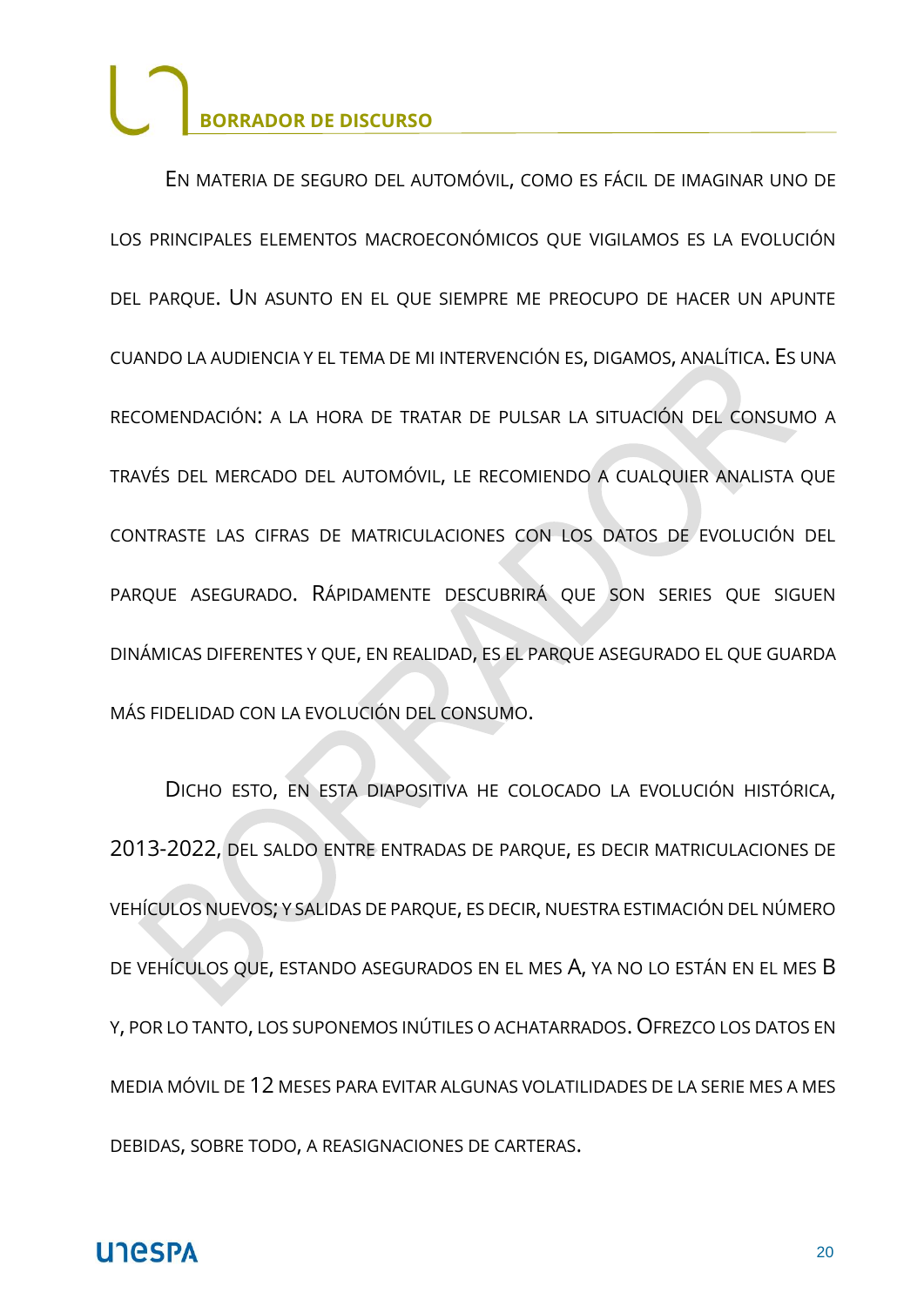## BORRADOR DE DISCURSO

En materia de seguro del automóvil, como es fácil de imaginar uno de los principales elementos macroeconómicos que vigilamos es la evolución del parque. Un asunto en el que siempre me preocupo de hacer un apunte cuando la audiencia y el tema de mi intervención es, digamos, analítica. Es una recomendación: a la hora de tratar de pulsar la situación del consumo a través del mercado del automóvil, le recomiendo a cualquier analista que contraste las cifras de matriculaciones con los datos de evolución del parque asegurado. Rápidamente descubrirá que son series que siguen dinámicas diferentes y que, en realidad, es el parque asegurado el que guarda más fidelidad con la evolución del consumo.

Dicho esto, en esta diapositiva he colocado la evolución histórica, 2013-2022, del saldo entre entradas de parque, es decir matriculaciones de vehículos nuevos; y salidas de parque, es decir, nuestra estimación del número de vehículos que, estando asegurados en el mes A, ya no lo están en el mes B y, por lo tanto, los suponemos inútiles o achatarrados. Ofrezco los datos en media móvil de 12 meses para evitar algunas volatilidades de la serie mes a mes debidas, sobre todo, a reasignaciones de carteras.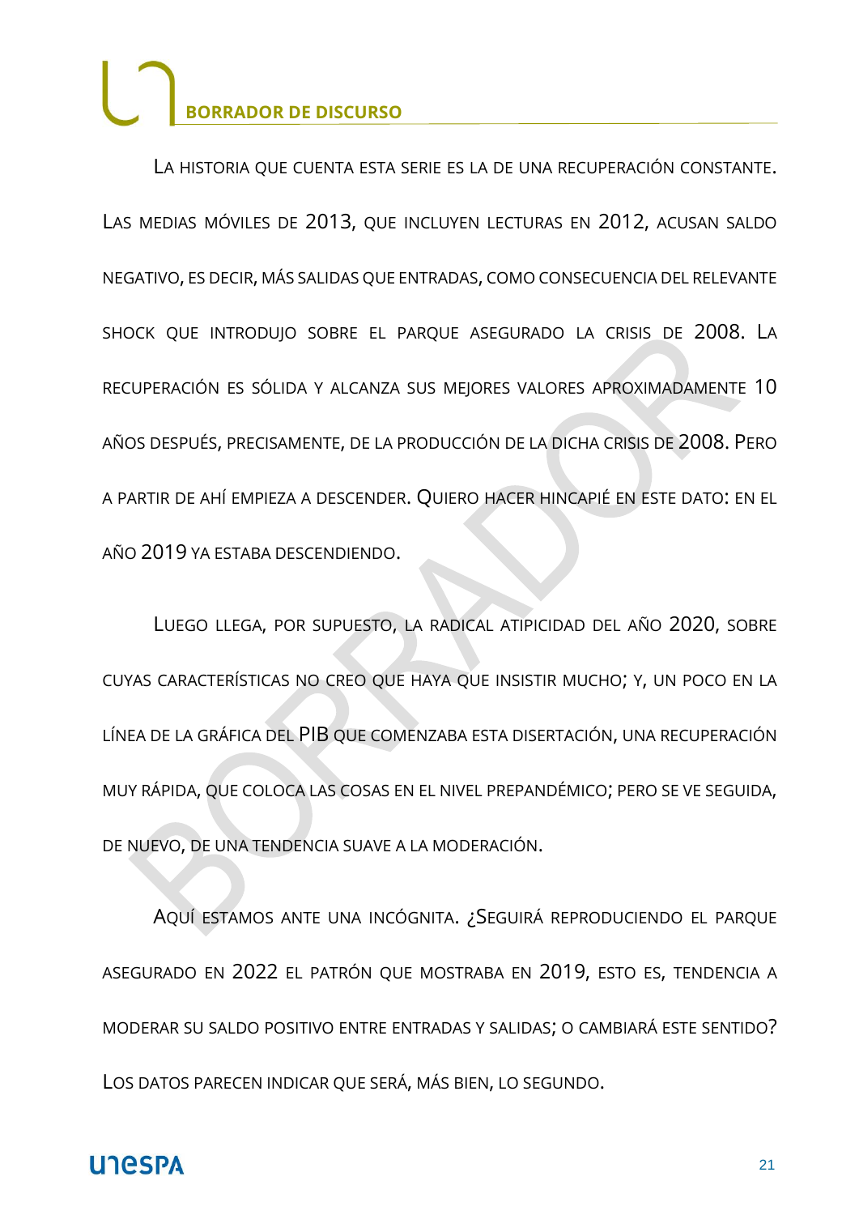LA HISTORIA QUE CUENTA ESTA SERIE ES LA DE UNA RECUPERACIÓN CONSTANTE. LAS MEDIAS MÓVILES DE 2013, QUE INCLUYEN LECTURAS EN 2012, ACUSAN SALDO NEGATIVO, ES DECIR, MÁS SALIDAS QUE ENTRADAS, COMO CONSECUENCIA DEL RELEVANTE SHOCK QUE INTRODUJO SOBRE EL PARQUE ASEGURADO LA CRISIS DE 2008. LA RECUPERACIÓN ES SÓLIDA Y ALCANZA SUS MEJORES VALORES APROXIMADAMENTE 10 AÑOS DESPUÉS, PRECISAMENTE, DE LA PRODUCCIÓN DE LA DICHA CRISIS DE 2008. PERO A PARTIR DE AHÍ EMPIEZA A DESCENDER. QUIERO HACER HINCAPIÉ EN ESTE DATO: EN EL AÑO 2019 YA ESTABA DESCENDIENDO.

LUEGO LLEGA, POR SUPUESTO, LA RADICAL ATIPICIDAD DEL AÑO 2020, SOBRE CUYAS CARACTERÍSTICAS NO CREO QUE HAYA QUE INSISTIR MUCHO; Y, UN POCO EN LA LÍNEA DE LA GRÁFICA DEL PIB QUE COMENZABA ESTA DISERTACIÓN, UNA RECUPERACIÓN MUY RÁPIDA, QUE COLOCA LAS COSAS EN EL NIVEL PREPANDÉMICO; PERO SE VE SEGUIDA, DE NUEVO, DE UNA TENDENCIA SUAVE A LA MODERACIÓN.

AQUÍ ESTAMOS ANTE UNA INCÓGNITA. ¿SEGUIRÁ REPRODUCIENDO EL PARQUE ASEGURADO EN 2022 EL PATRÓN QUE MOSTRABA EN 2019, ESTO ES, TENDENCIA A MODERAR SU SALDO POSITIVO ENTRE ENTRADAS Y SALIDAS; O CAMBIARÁ ESTE SENTIDO? LOS DATOS PARECEN INDICAR QUE SERÁ, MÁS BIEN, LO SEGUNDO.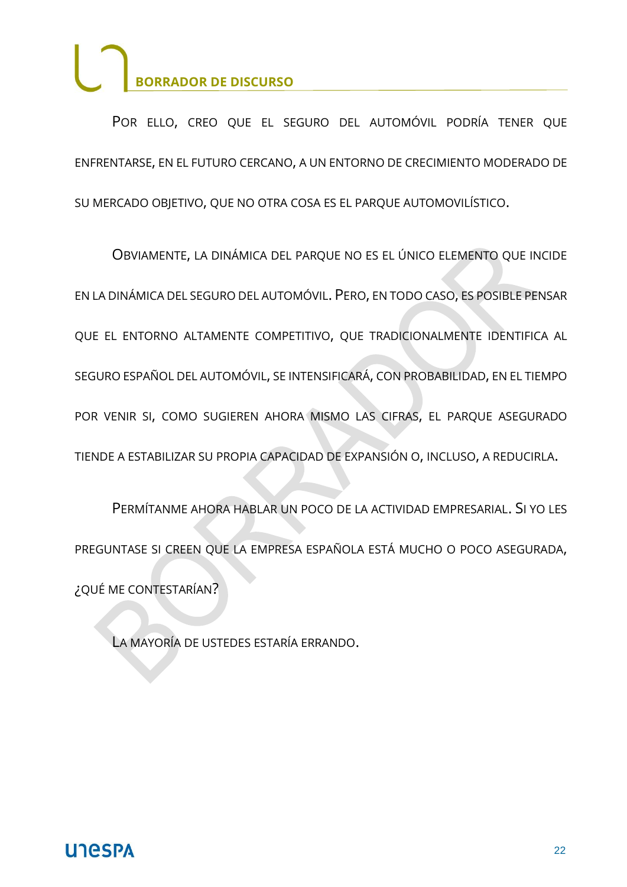Por ello, creo que el seguro del automóvil podría tener que enfrentarse, en el futuro cercano, a un entorno de crecimiento moderado de su mercado objetivo, que no otra cosa es el parque automovilístico.

Obviamente, la dinámica del parque no es el único elemento que incide en la dinámica del seguro del automóvil. Pero, en todo caso, es posible pensar que el entorno altamente competitivo, que tradicionalmente identifica al seguro español del automóvil, se intensificará, con probabilidad, en el tiempo por venir si, como sugieren ahora mismo las cifras, el parque asegurado tiende a estabilizar su propia capacidad de expansión o, incluso, a reducirla.

Permítanme ahora hablar un poco de la actividad empresarial. Si yo les preguntase si creen que la empresa española está mucho o poco asegurada, ¿qué me contestarían?

La mayoría de ustedes estaría errando.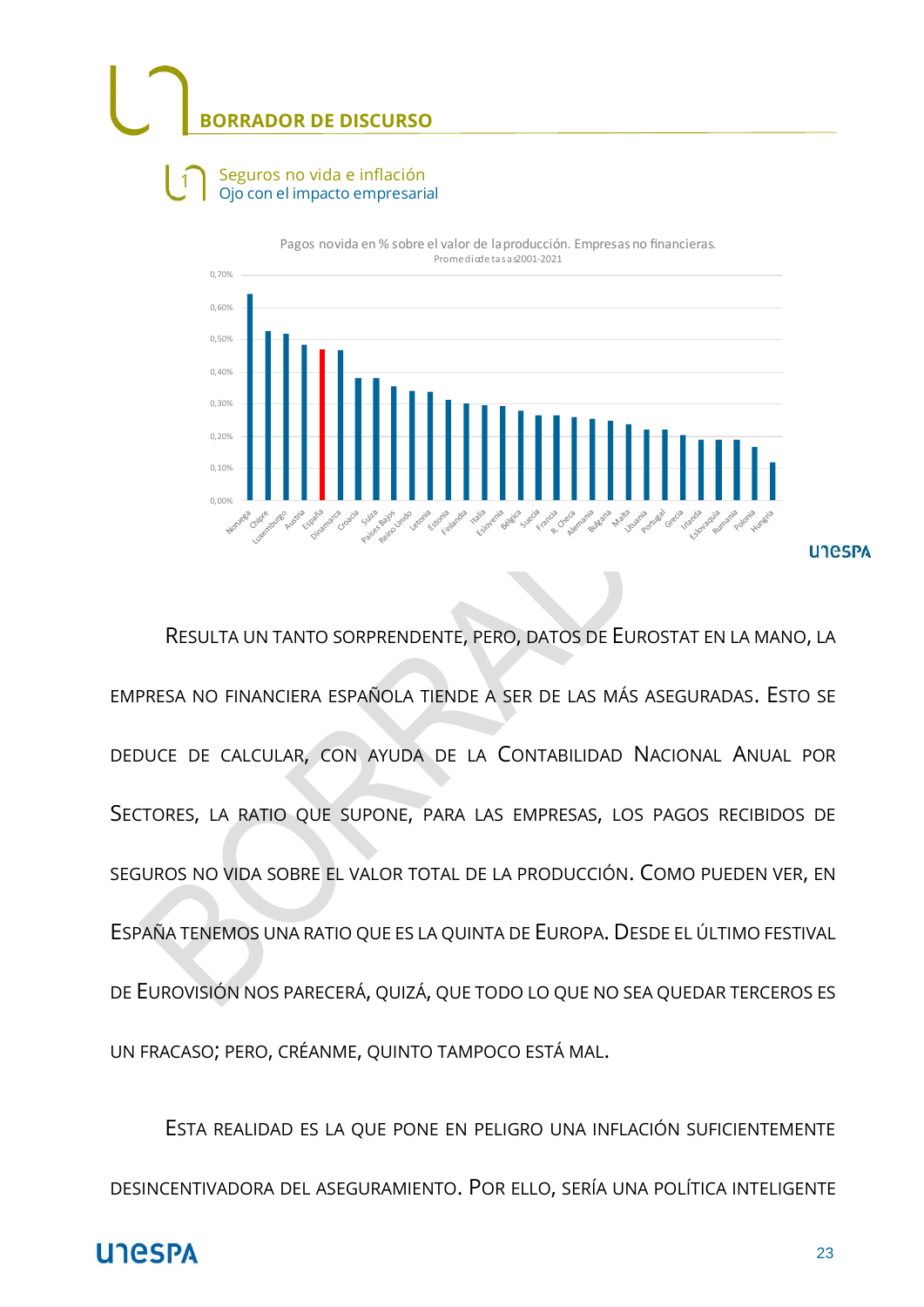## BORRADOR DE DISCURSO

### 1 Seguros no vida e inflación
Ojo con el impacto empresarial

Pagos novida en % sobre el valor de la producción. Empresas no financieras.
Promedio de tasas 2001-2021

Resulta un tanto sorprendente, pero, datos de Eurostat en la mano, la empresa no financiera española tiende a ser de las más aseguradas. Esto se deduce de calcular, con ayuda de la Contabilidad Nacional Anual por Sectores, la ratio que supone, para las empresas, los pagos recibidos de seguros no vida sobre el valor total de la producción. Como pueden ver, en España tenemos una ratio que es la quinta de Europa. Desde el último festival de Eurovisión nos parecerá, quizá, que todo lo que no sea quedar terceros es un fracaso; pero, créanme, quinto tampoco está mal.

Esta realidad es la que pone en peligro una inflación suficientemente desincentivadora del aseguramiento. Por ello, sería una política inteligente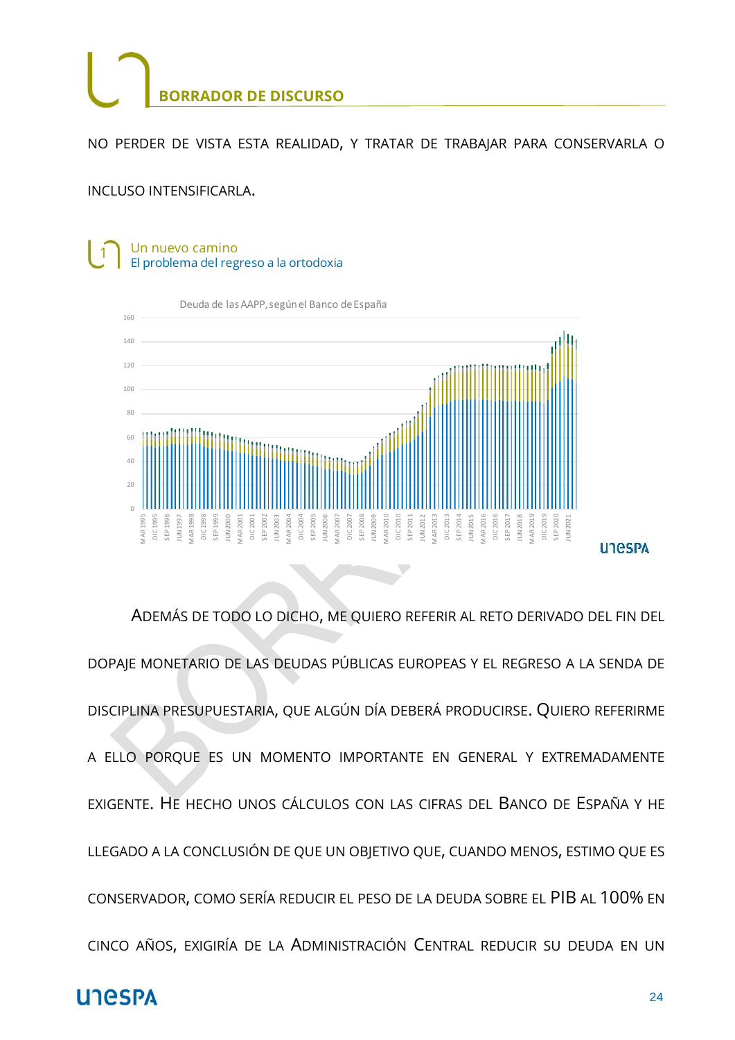NO PERDER DE VISTA ESTA REALIDAD, Y TRATAR DE TRABAJAR PARA CONSERVARLA O INCLUSO INTENSIFICARLA.

Un nuevo camino
El problema del regreso a la ortodoxia

Deuda de las AAPP, según el Banco de España

ADEMÁS DE TODO LO DICHO, ME QUIERO REFERIR AL RETO DERIVADO DEL FIN DEL DOPAJE MONETARIO DE LAS DEUDAS PÚBLICAS EUROPEAS Y EL REGRESO A LA SENDA DE DISCIPLINA PRESUPUESTARIA, QUE ALGÚN DÍA DEBERÁ PRODUCIRSE. QUIERO REFERIRME A ELLO PORQUE ES UN MOMENTO IMPORTANTE EN GENERAL Y EXTREMADAMENTE EXIGENTE. HE HECHO UNOS CÁLCULOS CON LAS CIFRAS DEL BANCO DE ESPAÑA Y HE LLEGADO A LA CONCLUSIÓN DE QUE UN OBJETIVO QUE, CUANDO MENOS, ESTIMO QUE ES CONSERVADOR, COMO SERÍA REDUCIR EL PESO DE LA DEUDA SOBRE EL PIB AL 100% EN CINCO AÑOS, EXIGIRÍA DE LA ADMINISTRACIÓN CENTRAL REDUCIR SU DEUDA EN UN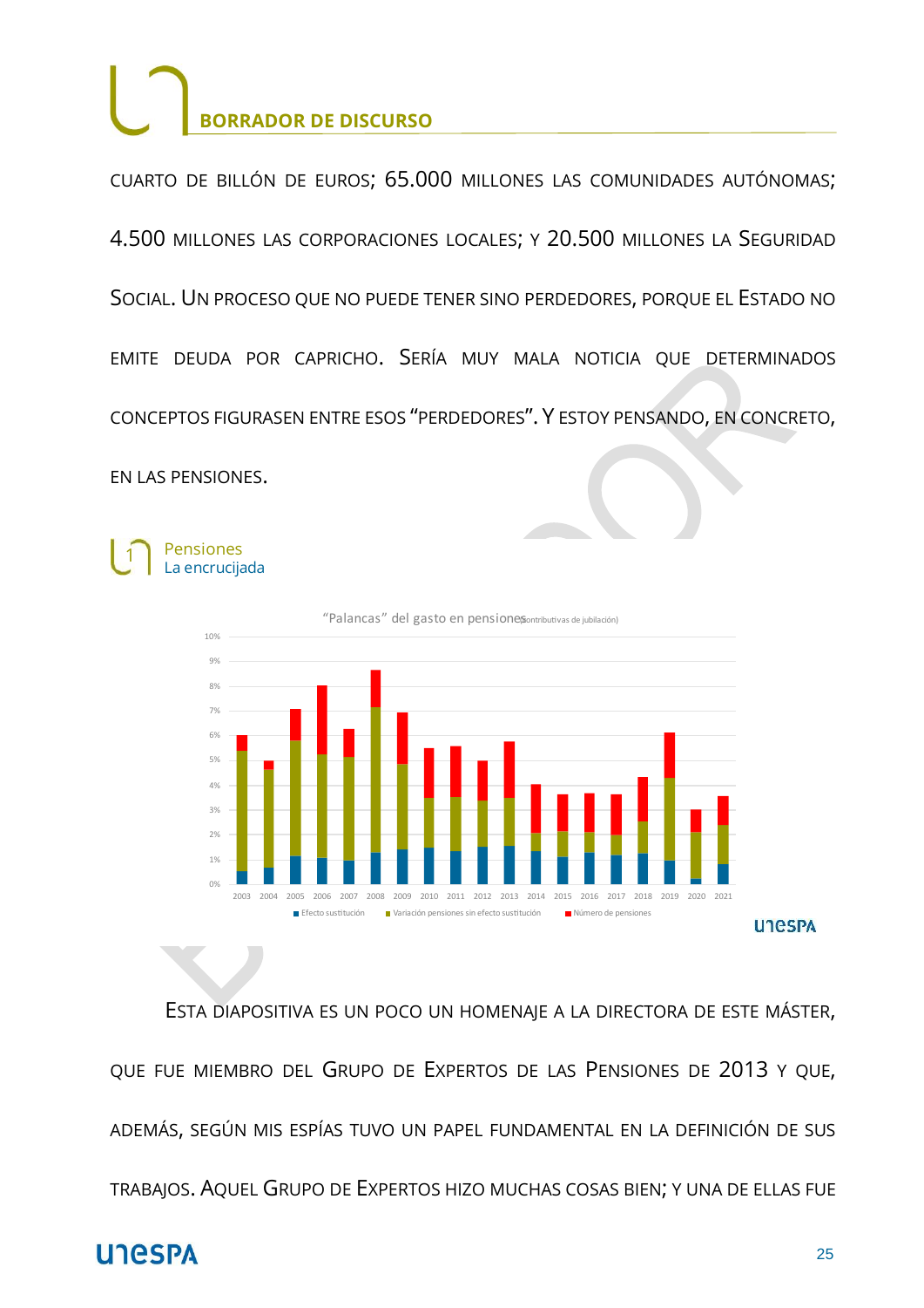## BORRADOR DE DISCURSO

CUARTO DE BILLÓN DE EUROS; 65.000 MILLONES LAS COMUNIDADES AUTÓNOMAS; 4.500 MILLONES LAS CORPORACIONES LOCALES; Y 20.500 MILLONES LA SEGURIDAD SOCIAL. UN PROCESO QUE NO PUEDE TENER SINO PERDEDORES, PORQUE EL ESTADO NO EMITE DEUDA POR CAPRICHO. SERÍA MUY MALA NOTICIA QUE DETERMINADOS CONCEPTOS FIGURASEN ENTRE ESOS "PERDEDORES". Y ESTOY PENSANDO, EN CONCRETO, EN LAS PENSIONES.

1 Pensiones
La encrucijada

"Palancas" del gasto en pensiones (contributivas de jubilación)

Leyenda: Efecto sustitución; Variación pensiones sin efecto sustitución; Número de pensiones

Eje horizontal: 2003 a 2021. Eje vertical: 0% a 10%.

unespa

ESTA DIAPOSITIVA ES UN POCO UN HOMENAJE A LA DIRECTORA DE ESTE MÁSTER, QUE FUE MIEMBRO DEL GRUPO DE EXPERTOS DE LAS PENSIONES DE 2013 Y QUE, ADEMÁS, SEGÚN MIS ESPÍAS TUVO UN PAPEL FUNDAMENTAL EN LA DEFINICIÓN DE SUS TRABAJOS. AQUEL GRUPO DE EXPERTOS HIZO MUCHAS COSAS BIEN; Y UNA DE ELLAS FUE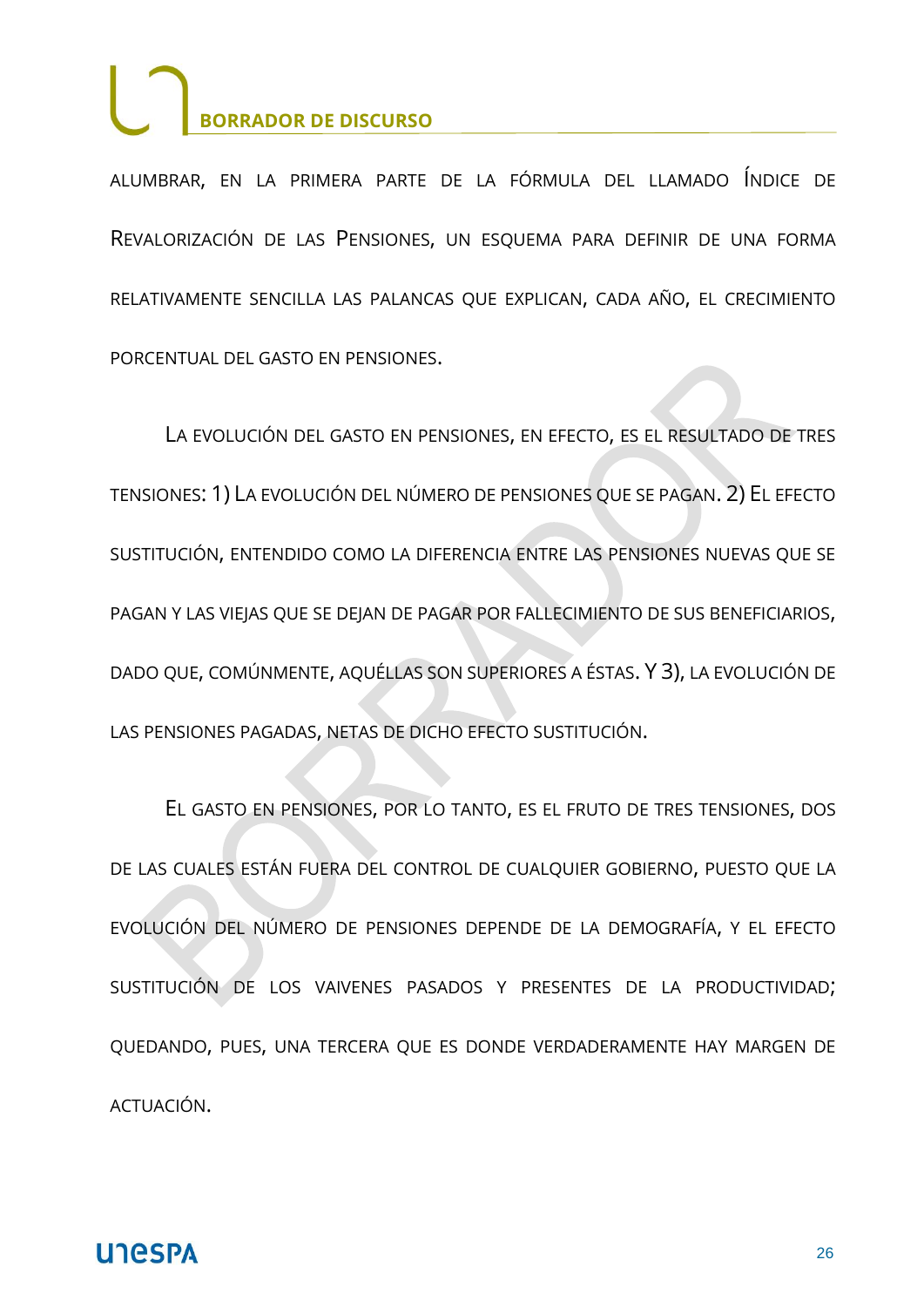ALUMBRAR, EN LA PRIMERA PARTE DE LA FÓRMULA DEL LLAMADO ÍNDICE DE REVALORIZACIÓN DE LAS PENSIONES, UN ESQUEMA PARA DEFINIR DE UNA FORMA RELATIVAMENTE SENCILLA LAS PALANCAS QUE EXPLICAN, CADA AÑO, EL CRECIMIENTO PORCENTUAL DEL GASTO EN PENSIONES.

LA EVOLUCIÓN DEL GASTO EN PENSIONES, EN EFECTO, ES EL RESULTADO DE TRES TENSIONES: 1) LA EVOLUCIÓN DEL NÚMERO DE PENSIONES QUE SE PAGAN. 2) EL EFECTO SUSTITUCIÓN, ENTENDIDO COMO LA DIFERENCIA ENTRE LAS PENSIONES NUEVAS QUE SE PAGAN Y LAS VIEJAS QUE SE DEJAN DE PAGAR POR FALLECIMIENTO DE SUS BENEFICIARIOS, DADO QUE, COMÚNMENTE, AQUÉLLAS SON SUPERIORES A ÉSTAS. Y 3), LA EVOLUCIÓN DE LAS PENSIONES PAGADAS, NETAS DE DICHO EFECTO SUSTITUCIÓN.

EL GASTO EN PENSIONES, POR LO TANTO, ES EL FRUTO DE TRES TENSIONES, DOS DE LAS CUALES ESTÁN FUERA DEL CONTROL DE CUALQUIER GOBIERNO, PUESTO QUE LA EVOLUCIÓN DEL NÚMERO DE PENSIONES DEPENDE DE LA DEMOGRAFÍA, Y EL EFECTO SUSTITUCIÓN DE LOS VAIVENES PASADOS Y PRESENTES DE LA PRODUCTIVIDAD; QUEDANDO, PUES, UNA TERCERA QUE ES DONDE VERDADERAMENTE HAY MARGEN DE ACTUACIÓN.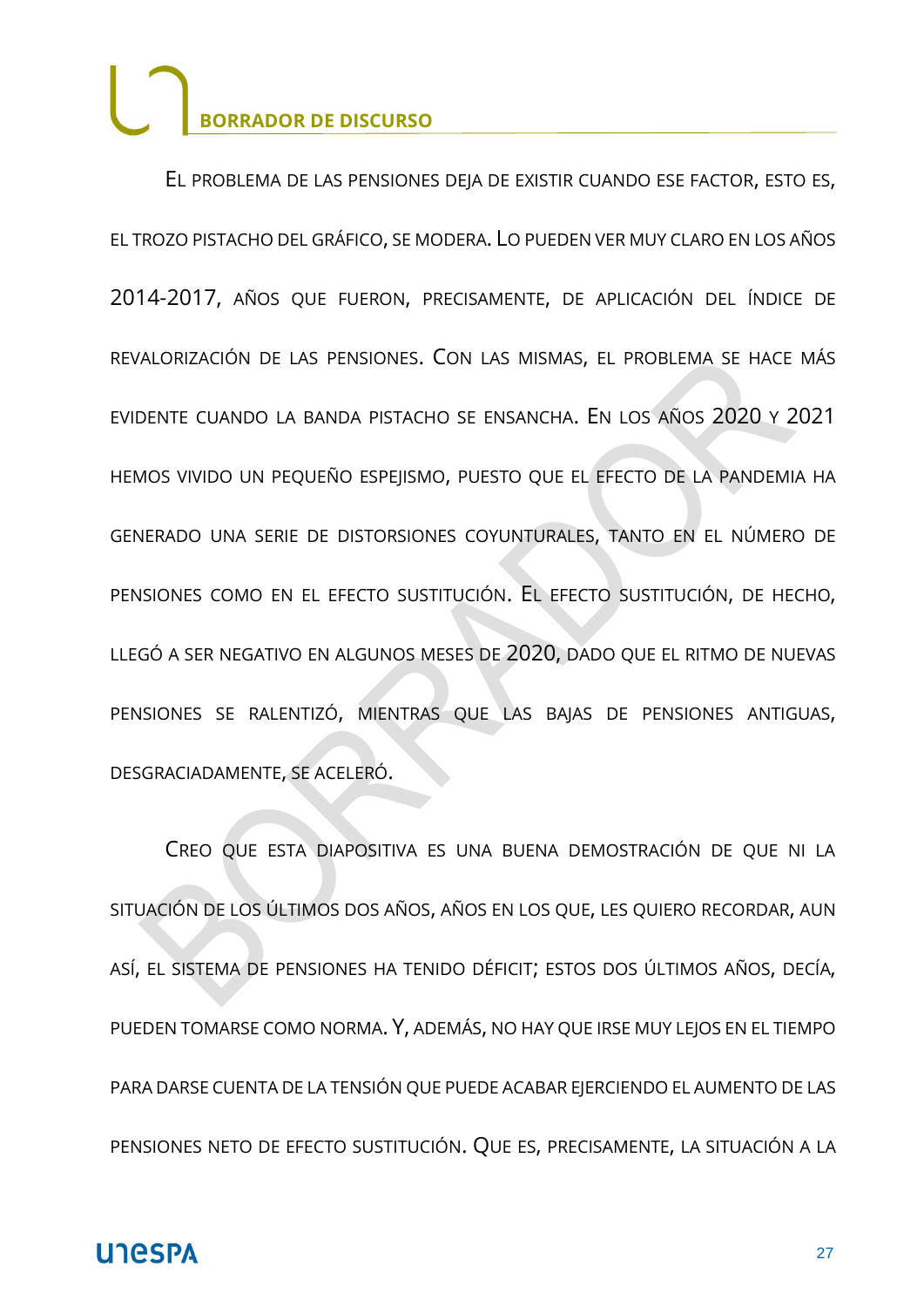El problema de las pensiones deja de existir cuando ese factor, esto es, el trozo pistacho del gráfico, se modera. Lo pueden ver muy claro en los años 2014-2017, años que fueron, precisamente, de aplicación del índice de revalorización de las pensiones. Con las mismas, el problema se hace más evidente cuando la banda pistacho se ensancha. En los años 2020 y 2021 hemos vivido un pequeño espejismo, puesto que el efecto de la pandemia ha generado una serie de distorsiones coyunturales, tanto en el número de pensiones como en el efecto sustitución. El efecto sustitución, de hecho, llegó a ser negativo en algunos meses de 2020, dado que el ritmo de nuevas pensiones se ralentizó, mientras que las bajas de pensiones antiguas, desgraciadamente, se aceleró.

Creo que esta diapositiva es una buena demostración de que ni la situación de los últimos dos años, años en los que, les quiero recordar, aun así, el sistema de pensiones ha tenido déficit; estos dos últimos años, decía, pueden tomarse como norma. Y, además, no hay que irse muy lejos en el tiempo para darse cuenta de la tensión que puede acabar ejerciendo el aumento de las pensiones neto de efecto sustitución. Que es, precisamente, la situación a la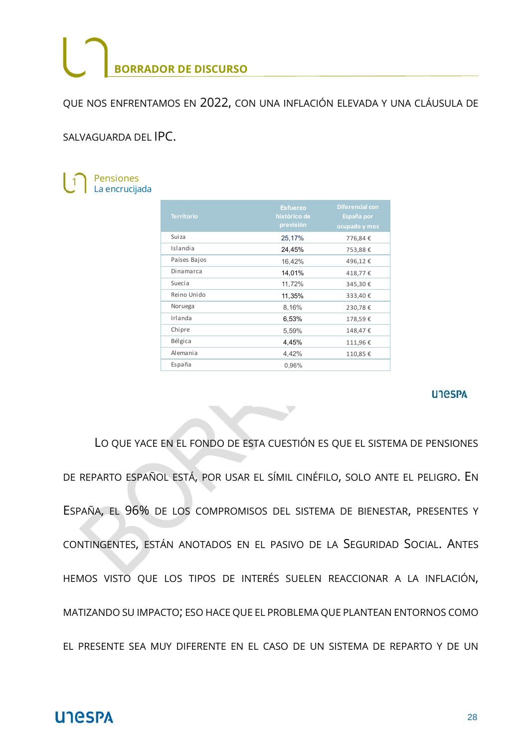QUE NOS ENFRENTAMOS EN 2022, CON UNA INFLACIÓN ELEVADA Y UNA CLÁUSULA DE SALVAGUARDA DEL IPC.

Pensiones
La encrucijada

| Territorio | Esfuerzo histórico de previsión | Diferencial con España por ocupado y mes |
|---|---|---|
| Suiza | 25,17% | 776,84 € |
| Islandia | 24,45% | 753,88 € |
| Países Bajos | 16,42% | 496,12 € |
| Dinamarca | 14,01% | 418,77 € |
| Suecia | 11,72% | 345,30 € |
| Reino Unido | 11,35% | 333,40 € |
| Noruega | 8,16% | 230,78 € |
| Irlanda | 6,53% | 178,59 € |
| Chipre | 5,59% | 148,47 € |
| Bélgica | 4,45% | 111,96 € |
| Alemania | 4,42% | 110,85 € |
| España | 0,96% | |

LO QUE YACE EN EL FONDO DE ESTA CUESTIÓN ES QUE EL SISTEMA DE PENSIONES DE REPARTO ESPAÑOL ESTÁ, POR USAR EL SÍMIL CINÉFILO, SOLO ANTE EL PELIGRO. EN ESPAÑA, EL 96% DE LOS COMPROMISOS DEL SISTEMA DE BIENESTAR, PRESENTES Y CONTINGENTES, ESTÁN ANOTADOS EN EL PASIVO DE LA SEGURIDAD SOCIAL. ANTES HEMOS VISTO QUE LOS TIPOS DE INTERÉS SUELEN REACCIONAR A LA INFLACIÓN, MATIZANDO SU IMPACTO; ESO HACE QUE EL PROBLEMA QUE PLANTEAN ENTORNOS COMO EL PRESENTE SEA MUY DIFERENTE EN EL CASO DE UN SISTEMA DE REPARTO Y DE UN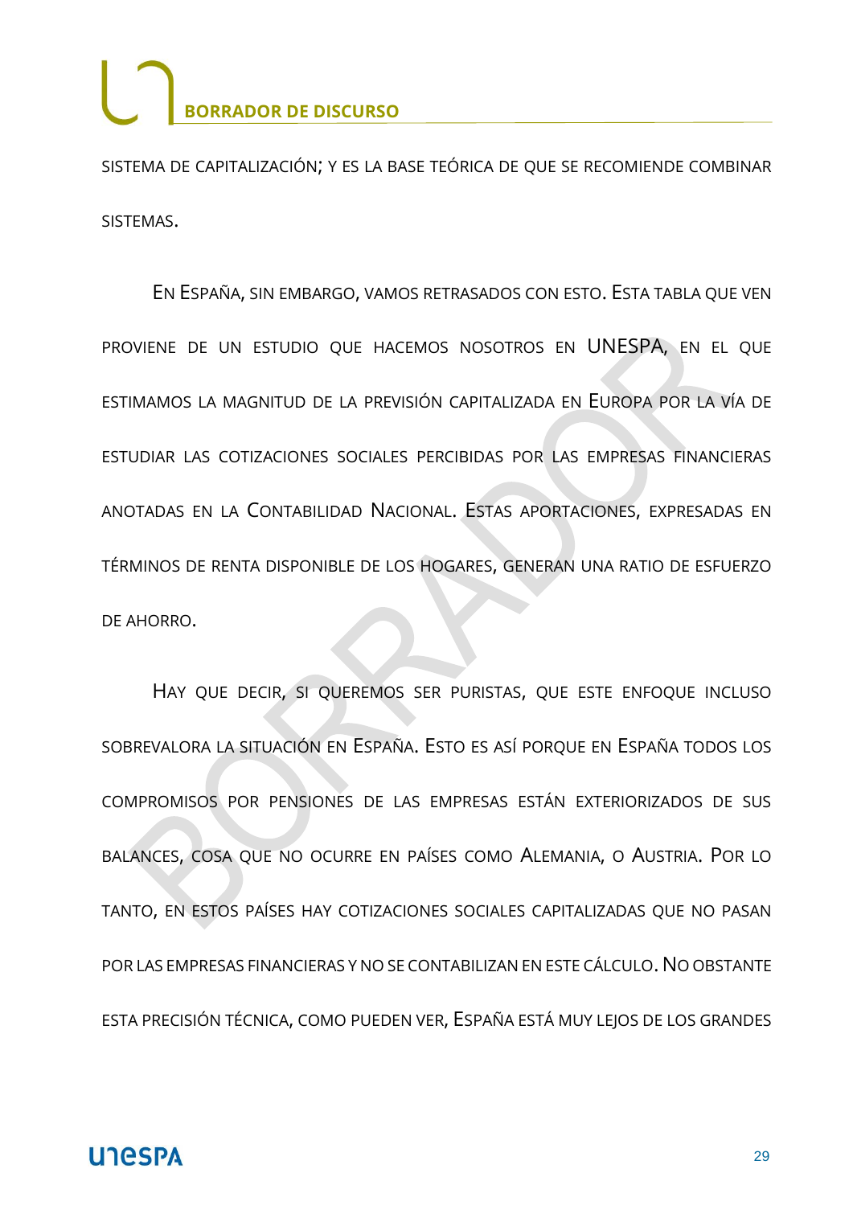SISTEMA DE CAPITALIZACIÓN; Y ES LA BASE TEÓRICA DE QUE SE RECOMIENDE COMBINAR SISTEMAS.

EN ESPAÑA, SIN EMBARGO, VAMOS RETRASADOS CON ESTO. ESTA TABLA QUE VEN PROVIENE DE UN ESTUDIO QUE HACEMOS NOSOTROS EN UNESPA, EN EL QUE ESTIMAMOS LA MAGNITUD DE LA PREVISIÓN CAPITALIZADA EN EUROPA POR LA VÍA DE ESTUDIAR LAS COTIZACIONES SOCIALES PERCIBIDAS POR LAS EMPRESAS FINANCIERAS ANOTADAS EN LA CONTABILIDAD NACIONAL. ESTAS APORTACIONES, EXPRESADAS EN TÉRMINOS DE RENTA DISPONIBLE DE LOS HOGARES, GENERAN UNA RATIO DE ESFUERZO DE AHORRO.

HAY QUE DECIR, SI QUEREMOS SER PURISTAS, QUE ESTE ENFOQUE INCLUSO SOBREVALORA LA SITUACIÓN EN ESPAÑA. ESTO ES ASÍ PORQUE EN ESPAÑA TODOS LOS COMPROMISOS POR PENSIONES DE LAS EMPRESAS ESTÁN EXTERIORIZADOS DE SUS BALANCES, COSA QUE NO OCURRE EN PAÍSES COMO ALEMANIA, O AUSTRIA. POR LO TANTO, EN ESTOS PAÍSES HAY COTIZACIONES SOCIALES CAPITALIZADAS QUE NO PASAN POR LAS EMPRESAS FINANCIERAS Y NO SE CONTABILIZAN EN ESTE CÁLCULO. NO OBSTANTE ESTA PRECISIÓN TÉCNICA, COMO PUEDEN VER, ESPAÑA ESTÁ MUY LEJOS DE LOS GRANDES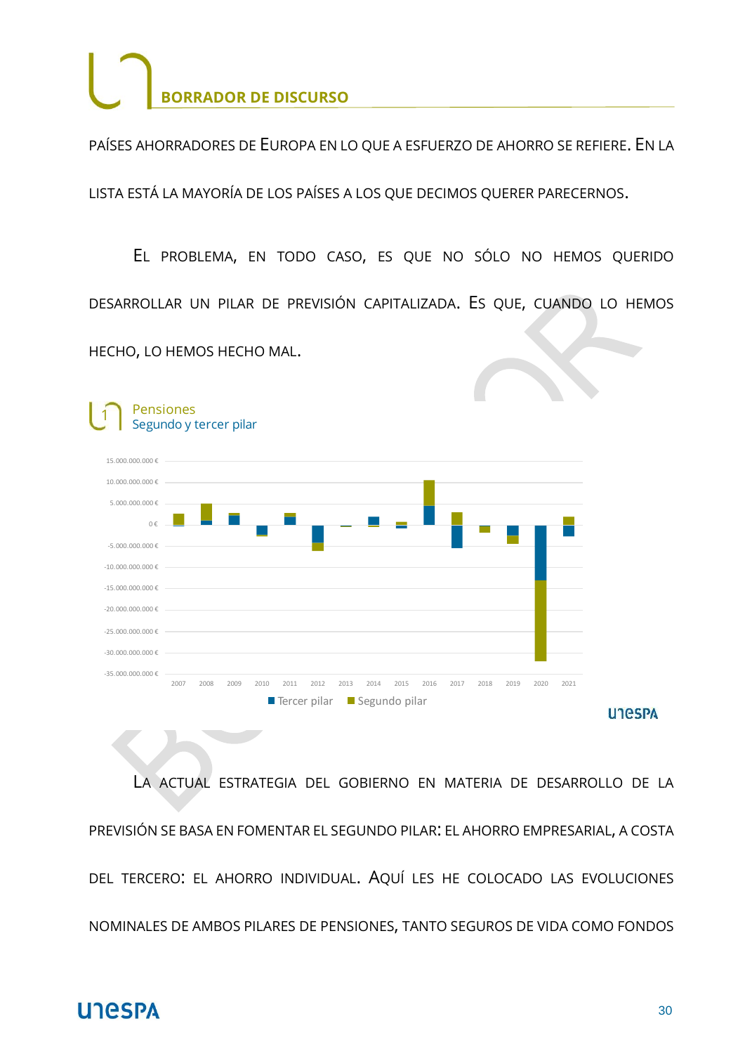PAÍSES AHORRADORES DE EUROPA EN LO QUE A ESFUERZO DE AHORRO SE REFIERE. EN LA LISTA ESTÁ LA MAYORÍA DE LOS PAÍSES A LOS QUE DECIMOS QUERER PARECERNOS.

EL PROBLEMA, EN TODO CASO, ES QUE NO SÓLO NO HEMOS QUERIDO DESARROLLAR UN PILAR DE PREVISIÓN CAPITALIZADA. ES QUE, CUANDO LO HEMOS HECHO, LO HEMOS HECHO MAL.

1 Pensiones
Segundo y tercer pilar

15.000.000.000 €
10.000.000.000 €
5.000.000.000 €
0 €
-5.000.000.000 €
-10.000.000.000 €
-15.000.000.000 €
-20.000.000.000 €
-25.000.000.000 €
-30.000.000.000 €
-35.000.000.000 €

2007 2008 2009 2010 2011 2012 2013 2014 2015 2016 2017 2018 2019 2020 2021

Tercer pilar ■ Segundo pilar

UNESPA

LA ACTUAL ESTRATEGIA DEL GOBIERNO EN MATERIA DE DESARROLLO DE LA PREVISIÓN SE BASA EN FOMENTAR EL SEGUNDO PILAR: EL AHORRO EMPRESARIAL, A COSTA DEL TERCERO: EL AHORRO INDIVIDUAL. AQUÍ LES HE COLOCADO LAS EVOLUCIONES NOMINALES DE AMBOS PILARES DE PENSIONES, TANTO SEGUROS DE VIDA COMO FONDOS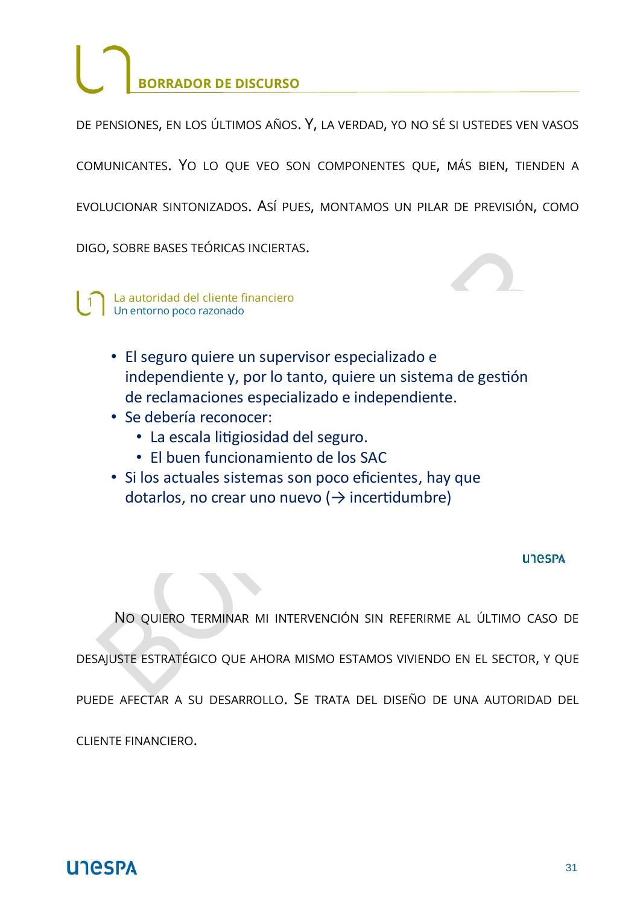DE PENSIONES, EN LOS ÚLTIMOS AÑOS. Y, LA VERDAD, YO NO SÉ SI USTEDES VEN VASOS COMUNICANTES. YO LO QUE VEO SON COMPONENTES QUE, MÁS BIEN, TIENDEN A EVOLUCIONAR SINTONIZADOS. ASÍ PUES, MONTAMOS UN PILAR DE PREVISIÓN, COMO DIGO, SOBRE BASES TEÓRICAS INCIERTAS.

La autoridad del cliente financiero
Un entorno poco razonado

- El seguro quiere un supervisor especializado e independiente y, por lo tanto, quiere un sistema de gestión de reclamaciones especializado e independiente.
- Se debería reconocer:
  - La escala litigiosidad del seguro.
  - El buen funcionamiento de los SAC
- Si los actuales sistemas son poco eficientes, hay que dotarlos, no crear uno nuevo (→ incertidumbre)

NO QUIERO TERMINAR MI INTERVENCIÓN SIN REFERIRME AL ÚLTIMO CASO DE DESAJUSTE ESTRATÉGICO QUE AHORA MISMO ESTAMOS VIVIENDO EN EL SECTOR, Y QUE PUEDE AFECTAR A SU DESARROLLO. SE TRATA DEL DISEÑO DE UNA AUTORIDAD DEL CLIENTE FINANCIERO.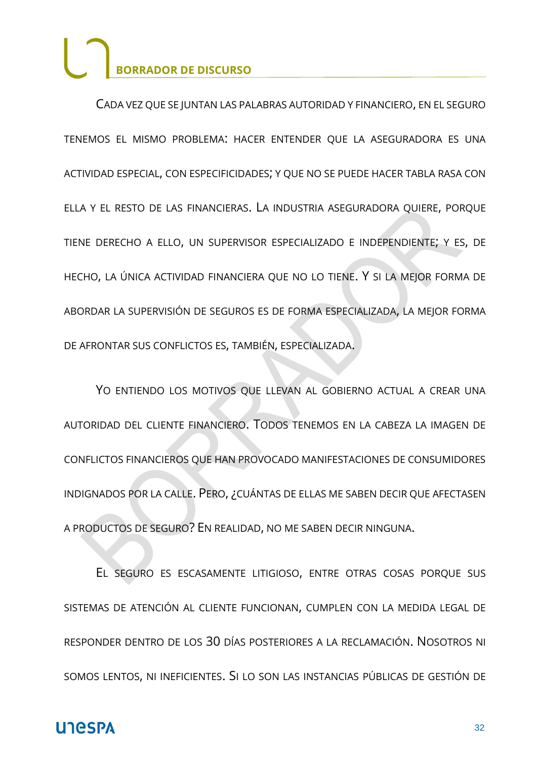## BORRADOR DE DISCURSO

CADA VEZ QUE SE JUNTAN LAS PALABRAS AUTORIDAD Y FINANCIERO, EN EL SEGURO TENEMOS EL MISMO PROBLEMA: HACER ENTENDER QUE LA ASEGURADORA ES UNA ACTIVIDAD ESPECIAL, CON ESPECIFICIDADES; Y QUE NO SE PUEDE HACER TABLA RASA CON ELLA Y EL RESTO DE LAS FINANCIERAS. LA INDUSTRIA ASEGURADORA QUIERE, PORQUE TIENE DERECHO A ELLO, UN SUPERVISOR ESPECIALIZADO E INDEPENDIENTE; Y ES, DE HECHO, LA ÚNICA ACTIVIDAD FINANCIERA QUE NO LO TIENE. Y SI LA MEJOR FORMA DE ABORDAR LA SUPERVISIÓN DE SEGUROS ES DE FORMA ESPECIALIZADA, LA MEJOR FORMA DE AFRONTAR SUS CONFLICTOS ES, TAMBIÉN, ESPECIALIZADA.

YO ENTIENDO LOS MOTIVOS QUE LLEVAN AL GOBIERNO ACTUAL A CREAR UNA AUTORIDAD DEL CLIENTE FINANCIERO. TODOS TENEMOS EN LA CABEZA LA IMAGEN DE CONFLICTOS FINANCIEROS QUE HAN PROVOCADO MANIFESTACIONES DE CONSUMIDORES INDIGNADOS POR LA CALLE. PERO, ¿CUÁNTAS DE ELLAS ME SABEN DECIR QUE AFECTASEN A PRODUCTOS DE SEGURO? EN REALIDAD, NO ME SABEN DECIR NINGUNA.

EL SEGURO ES ESCASAMENTE LITIGIOSO, ENTRE OTRAS COSAS PORQUE SUS SISTEMAS DE ATENCIÓN AL CLIENTE FUNCIONAN, CUMPLEN CON LA MEDIDA LEGAL DE RESPONDER DENTRO DE LOS 30 DÍAS POSTERIORES A LA RECLAMACIÓN. NOSOTROS NI SOMOS LENTOS, NI INEFICIENTES. SI LO SON LAS INSTANCIAS PÚBLICAS DE GESTIÓN DE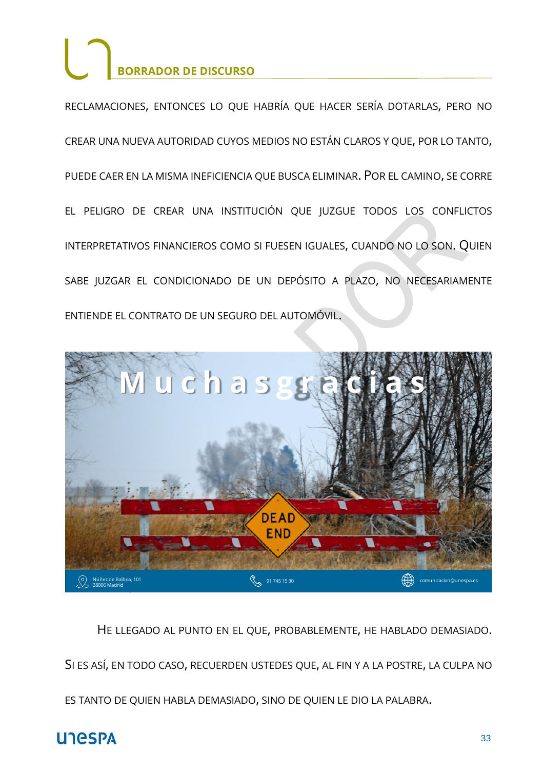RECLAMACIONES, ENTONCES LO QUE HABRÍA QUE HACER SERÍA DOTARLAS, PERO NO CREAR UNA NUEVA AUTORIDAD CUYOS MEDIOS NO ESTÁN CLAROS Y QUE, POR LO TANTO, PUEDE CAER EN LA MISMA INEFICIENCIA QUE BUSCA ELIMINAR. POR EL CAMINO, SE CORRE EL PELIGRO DE CREAR UNA INSTITUCIÓN QUE JUZGUE TODOS LOS CONFLICTOS INTERPRETATIVOS FINANCIEROS COMO SI FUESEN IGUALES, CUANDO NO LO SON. QUIEN SABE JUZGAR EL CONDICIONADO DE UN DEPÓSITO A PLAZO, NO NECESARIAMENTE ENTIENDE EL CONTRATO DE UN SEGURO DEL AUTOMÓVIL.

Muchas gracias

DEAD END

Núñez de Balboa, 101
28006 Madrid

91 745 15 30

comunicacion@unespa.es

HE LLEGADO AL PUNTO EN EL QUE, PROBABLEMENTE, HE HABLADO DEMASIADO. SI ES ASÍ, EN TODO CASO, RECUERDEN USTEDES QUE, AL FIN Y A LA POSTRE, LA CULPA NO ES TANTO DE QUIEN HABLA DEMASIADO, SINO DE QUIEN LE DIO LA PALABRA.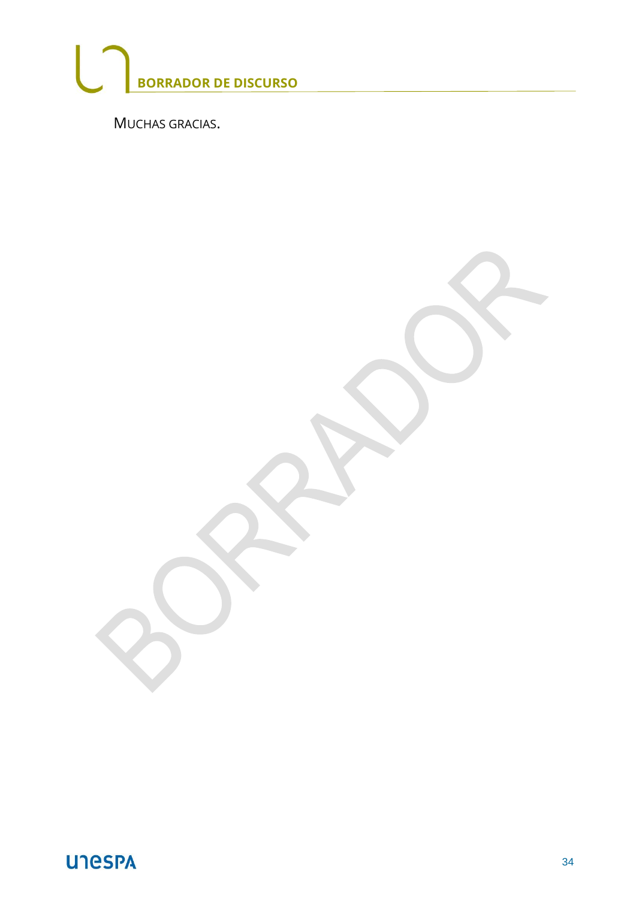MUCHAS GRACIAS.